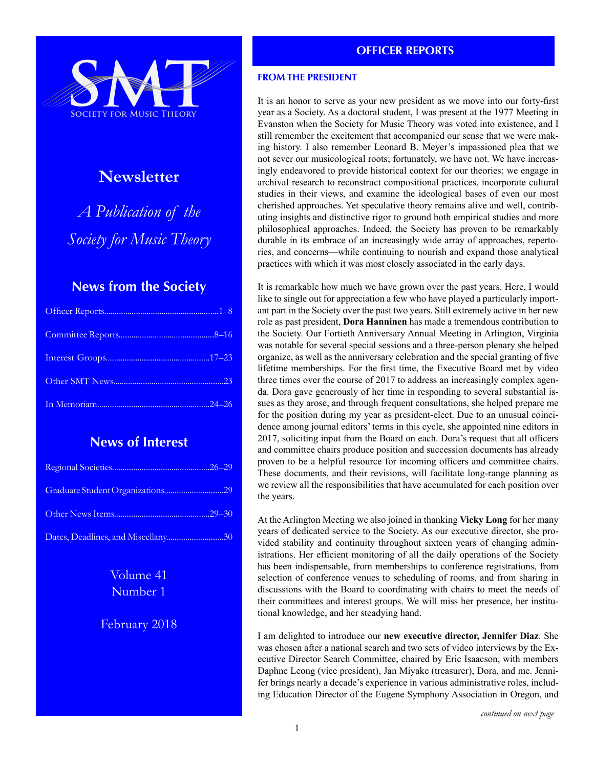SMT

SOCIETY FOR MUSIC THEORY

# Newsletter

*A Publication of the Society for Music Theory*

## News from the Society

Officer Reports.....1–8

Committee Reports.....8–16

Interest Groups.....17–23

Other SMT News.....23

In Memoriam.....24–26

## News of Interest

Regional Societies.....26–29

Graduate Student Organizations.....29

Other News Items.....29–30

Dates, Deadlines, and Miscellany.....30

Volume 41
Number 1

February 2018

# OFFICER REPORTS

## FROM THE PRESIDENT

It is an honor to serve as your new president as we move into our forty-first year as a Society. As a doctoral student, I was present at the 1977 Meeting in Evanston when the Society for Music Theory was voted into existence, and I still remember the excitement that accompanied our sense that we were making history. I also remember Leonard B. Meyer's impassioned plea that we not sever our musicological roots; fortunately, we have not. We have increasingly endeavored to provide historical context for our theories: we engage in archival research to reconstruct compositional practices, incorporate cultural studies in their views, and examine the ideological bases of even our most cherished approaches. Yet speculative theory remains alive and well, contributing insights and distinctive rigor to ground both empirical studies and more philosophical approaches. Indeed, the Society has proven to be remarkably durable in its embrace of an increasingly wide array of approaches, repertories, and concerns—while continuing to nourish and expand those analytical practices with which it was most closely associated in the early days.

It is remarkable how much we have grown over the past years. Here, I would like to single out for appreciation a few who have played a particularly important part in the Society over the past two years. Still extremely active in her new role as past president, **Dora Hanninen** has made a tremendous contribution to the Society. Our Fortieth Anniversary Annual Meeting in Arlington, Virginia was notable for several special sessions and a three-person plenary she helped organize, as well as the anniversary celebration and the special granting of five lifetime memberships. For the first time, the Executive Board met by video three times over the course of 2017 to address an increasingly complex agenda. Dora gave generously of her time in responding to several substantial issues as they arose, and through frequent consultations, she helped prepare me for the position during my year as president-elect. Due to an unusual coincidence among journal editors' terms in this cycle, she appointed nine editors in 2017, soliciting input from the Board on each. Dora's request that all officers and committee chairs produce position and succession documents has already proven to be a helpful resource for incoming officers and committee chairs. These documents, and their revisions, will facilitate long-range planning as we review all the responsibilities that have accumulated for each position over the years.

At the Arlington Meeting we also joined in thanking **Vicky Long** for her many years of dedicated service to the Society. As our executive director, she provided stability and continuity throughout sixteen years of changing administrations. Her efficient monitoring of all the daily operations of the Society has been indispensable, from memberships to conference registrations, from selection of conference venues to scheduling of rooms, and from sharing in discussions with the Board to coordinating with chairs to meet the needs of their committees and interest groups. We will miss her presence, her institutional knowledge, and her steadying hand.

I am delighted to introduce our **new executive director, Jennifer Diaz**. She was chosen after a national search and two sets of video interviews by the Executive Director Search Committee, chaired by Eric Isaacson, with members Daphne Leong (vice president), Jan Miyake (treasurer), Dora, and me. Jennifer brings nearly a decade's experience in various administrative roles, including Education Director of the Eugene Symphony Association in Oregon, and

*continued on next page*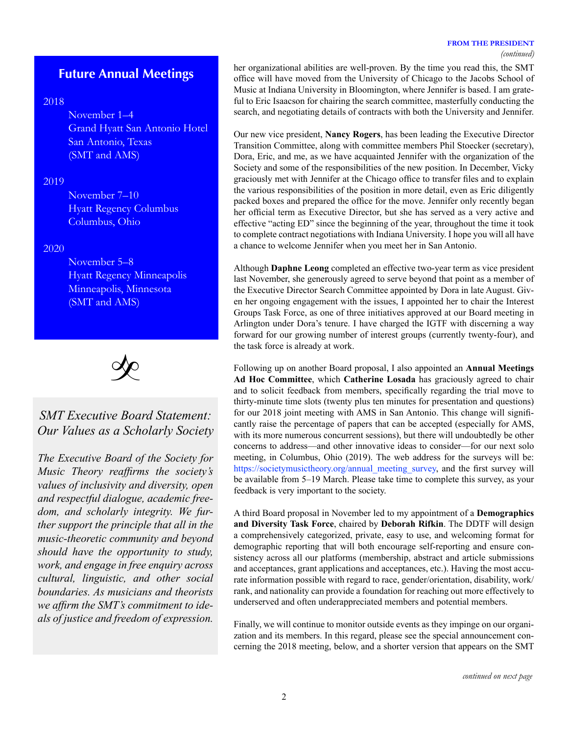## Future Annual Meetings

2018

November 1–4
Grand Hyatt San Antonio Hotel
San Antonio, Texas
(SMT and AMS)

2019

November 7–10
Hyatt Regency Columbus
Columbus, Ohio

2020

November 5–8
Hyatt Regency Minneapolis
Minneapolis, Minnesota
(SMT and AMS)

### *SMT Executive Board Statement: Our Values as a Scholarly Society*

*The Executive Board of the Society for Music Theory reaffirms the society's values of inclusivity and diversity, open and respectful dialogue, academic freedom, and scholarly integrity. We further support the principle that all in the music-theoretic community and beyond should have the opportunity to study, work, and engage in free enquiry across cultural, linguistic, and other social boundaries. As musicians and theorists we affirm the SMT's commitment to ideals of justice and freedom of expression.*

**FROM THE PRESIDENT**
*(continued)*

her organizational abilities are well-proven. By the time you read this, the SMT office will have moved from the University of Chicago to the Jacobs School of Music at Indiana University in Bloomington, where Jennifer is based. I am grateful to Eric Isaacson for chairing the search committee, masterfully conducting the search, and negotiating details of contracts with both the University and Jennifer.

Our new vice president, **Nancy Rogers**, has been leading the Executive Director Transition Committee, along with committee members Phil Stoecker (secretary), Dora, Eric, and me, as we have acquainted Jennifer with the organization of the Society and some of the responsibilities of the new position. In December, Vicky graciously met with Jennifer at the Chicago office to transfer files and to explain the various responsibilities of the position in more detail, even as Eric diligently packed boxes and prepared the office for the move. Jennifer only recently began her official term as Executive Director, but she has served as a very active and effective "acting ED" since the beginning of the year, throughout the time it took to complete contract negotiations with Indiana University. I hope you will all have a chance to welcome Jennifer when you meet her in San Antonio.

Although **Daphne Leong** completed an effective two-year term as vice president last November, she generously agreed to serve beyond that point as a member of the Executive Director Search Committee appointed by Dora in late August. Given her ongoing engagement with the issues, I appointed her to chair the Interest Groups Task Force, as one of three initiatives approved at our Board meeting in Arlington under Dora's tenure. I have charged the IGTF with discerning a way forward for our growing number of interest groups (currently twenty-four), and the task force is already at work.

Following up on another Board proposal, I also appointed an **Annual Meetings Ad Hoc Committee**, which **Catherine Losada** has graciously agreed to chair and to solicit feedback from members, specifically regarding the trial move to thirty-minute time slots (twenty plus ten minutes for presentation and questions) for our 2018 joint meeting with AMS in San Antonio. This change will significantly raise the percentage of papers that can be accepted (especially for AMS, with its more numerous concurrent sessions), but there will undoubtedly be other concerns to address—and other innovative ideas to consider—for our next solo meeting, in Columbus, Ohio (2019). The web address for the surveys will be: https://societymusictheory.org/annual_meeting_survey, and the first survey will be available from 5–19 March. Please take time to complete this survey, as your feedback is very important to the society.

A third Board proposal in November led to my appointment of a **Demographics and Diversity Task Force**, chaired by **Deborah Rifkin**. The DDTF will design a comprehensively categorized, private, easy to use, and welcoming format for demographic reporting that will both encourage self-reporting and ensure consistency across all our platforms (membership, abstract and article submissions and acceptances, grant applications and acceptances, etc.). Having the most accurate information possible with regard to race, gender/orientation, disability, work/rank, and nationality can provide a foundation for reaching out more effectively to underserved and often underappreciated members and potential members.

Finally, we will continue to monitor outside events as they impinge on our organization and its members. In this regard, please see the special announcement concerning the 2018 meeting, below, and a shorter version that appears on the SMT

*continued on next page*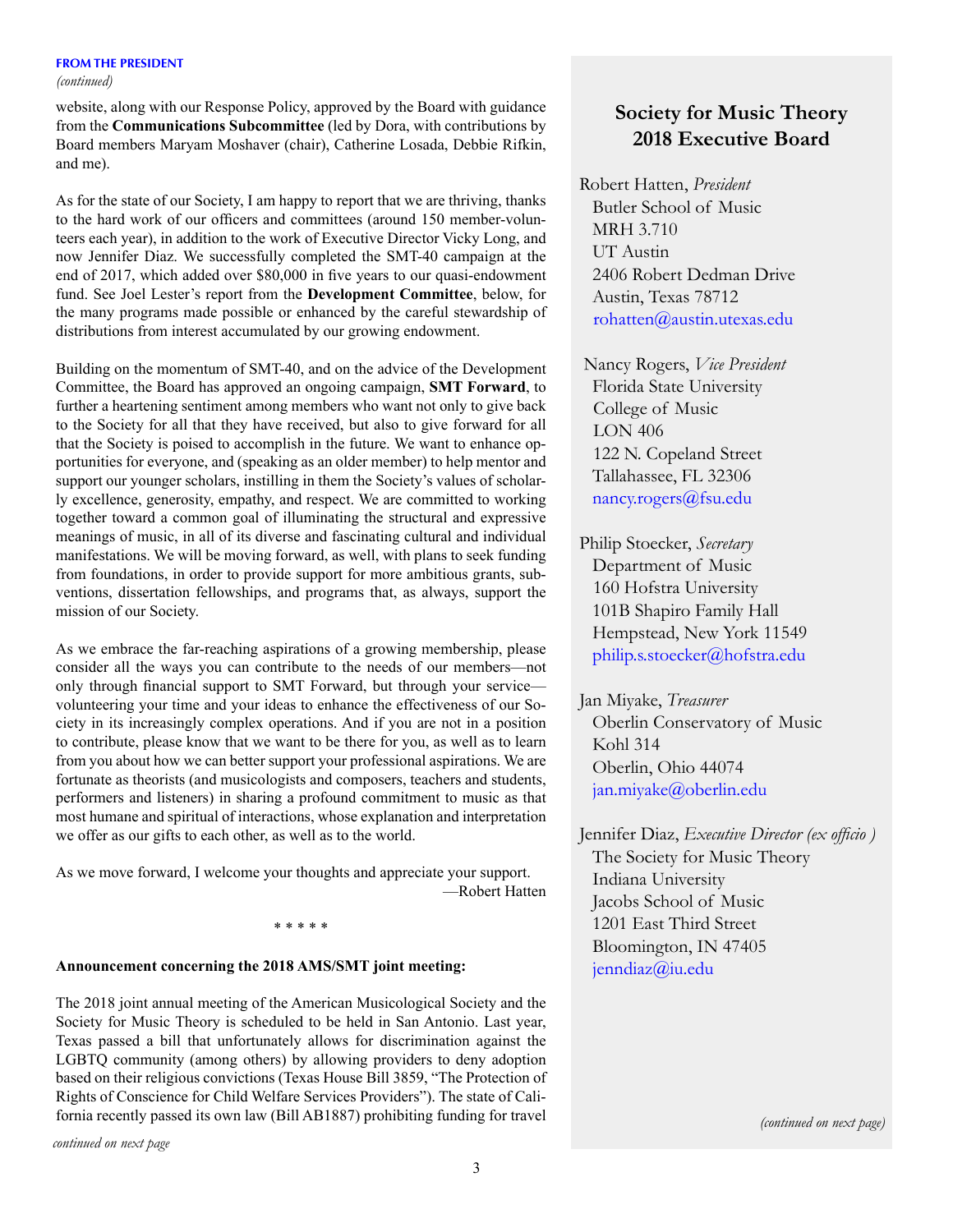**FROM THE PRESIDENT**
*(continued)*

website, along with our Response Policy, approved by the Board with guidance from the **Communications Subcommittee** (led by Dora, with contributions by Board members Maryam Moshaver (chair), Catherine Losada, Debbie Rifkin, and me).

As for the state of our Society, I am happy to report that we are thriving, thanks to the hard work of our officers and committees (around 150 member-volunteers each year), in addition to the work of Executive Director Vicky Long, and now Jennifer Diaz. We successfully completed the SMT-40 campaign at the end of 2017, which added over $80,000 in five years to our quasi-endowment fund. See Joel Lester's report from the **Development Committee**, below, for the many programs made possible or enhanced by the careful stewardship of distributions from interest accumulated by our growing endowment.

Building on the momentum of SMT-40, and on the advice of the Development Committee, the Board has approved an ongoing campaign, **SMT Forward**, to further a heartening sentiment among members who want not only to give back to the Society for all that they have received, but also to give forward for all that the Society is poised to accomplish in the future. We want to enhance opportunities for everyone, and (speaking as an older member) to help mentor and support our younger scholars, instilling in them the Society's values of scholarly excellence, generosity, empathy, and respect. We are committed to working together toward a common goal of illuminating the structural and expressive meanings of music, in all of its diverse and fascinating cultural and individual manifestations. We will be moving forward, as well, with plans to seek funding from foundations, in order to provide support for more ambitious grants, subventions, dissertation fellowships, and programs that, as always, support the mission of our Society.

As we embrace the far-reaching aspirations of a growing membership, please consider all the ways you can contribute to the needs of our members—not only through financial support to SMT Forward, but through your service—volunteering your time and your ideas to enhance the effectiveness of our Society in its increasingly complex operations. And if you are not in a position to contribute, please know that we want to be there for you, as well as to learn from you about how we can better support your professional aspirations. We are fortunate as theorists (and musicologists and composers, teachers and students, performers and listeners) in sharing a profound commitment to music as that most humane and spiritual of interactions, whose explanation and interpretation we offer as our gifts to each other, as well as to the world.

As we move forward, I welcome your thoughts and appreciate your support.

—Robert Hatten

\* \* \* \* \*

**Announcement concerning the 2018 AMS/SMT joint meeting:**

The 2018 joint annual meeting of the American Musicological Society and the Society for Music Theory is scheduled to be held in San Antonio. Last year, Texas passed a bill that unfortunately allows for discrimination against the LGBTQ community (among others) by allowing providers to deny adoption based on their religious convictions (Texas House Bill 3859, "The Protection of Rights of Conscience for Child Welfare Services Providers"). The state of California recently passed its own law (Bill AB1887) prohibiting funding for travel

*continued on next page*

## Society for Music Theory 2018 Executive Board

Robert Hatten, *President*
Butler School of Music
MRH 3.710
UT Austin
2406 Robert Dedman Drive
Austin, Texas 78712
rohatten@austin.utexas.edu

Nancy Rogers, *Vice President*
Florida State University
College of Music
LON 406
122 N. Copeland Street
Tallahassee, FL 32306
nancy.rogers@fsu.edu

Philip Stoecker, *Secretary*
Department of Music
160 Hofstra University
101B Shapiro Family Hall
Hempstead, New York 11549
philip.s.stoecker@hofstra.edu

Jan Miyake, *Treasurer*
Oberlin Conservatory of Music
Kohl 314
Oberlin, Ohio 44074
jan.miyake@oberlin.edu

Jennifer Diaz, *Executive Director (ex officio)*
The Society for Music Theory
Indiana University
Jacobs School of Music
1201 East Third Street
Bloomington, IN 47405
jenndiaz@iu.edu

*(continued on next page)*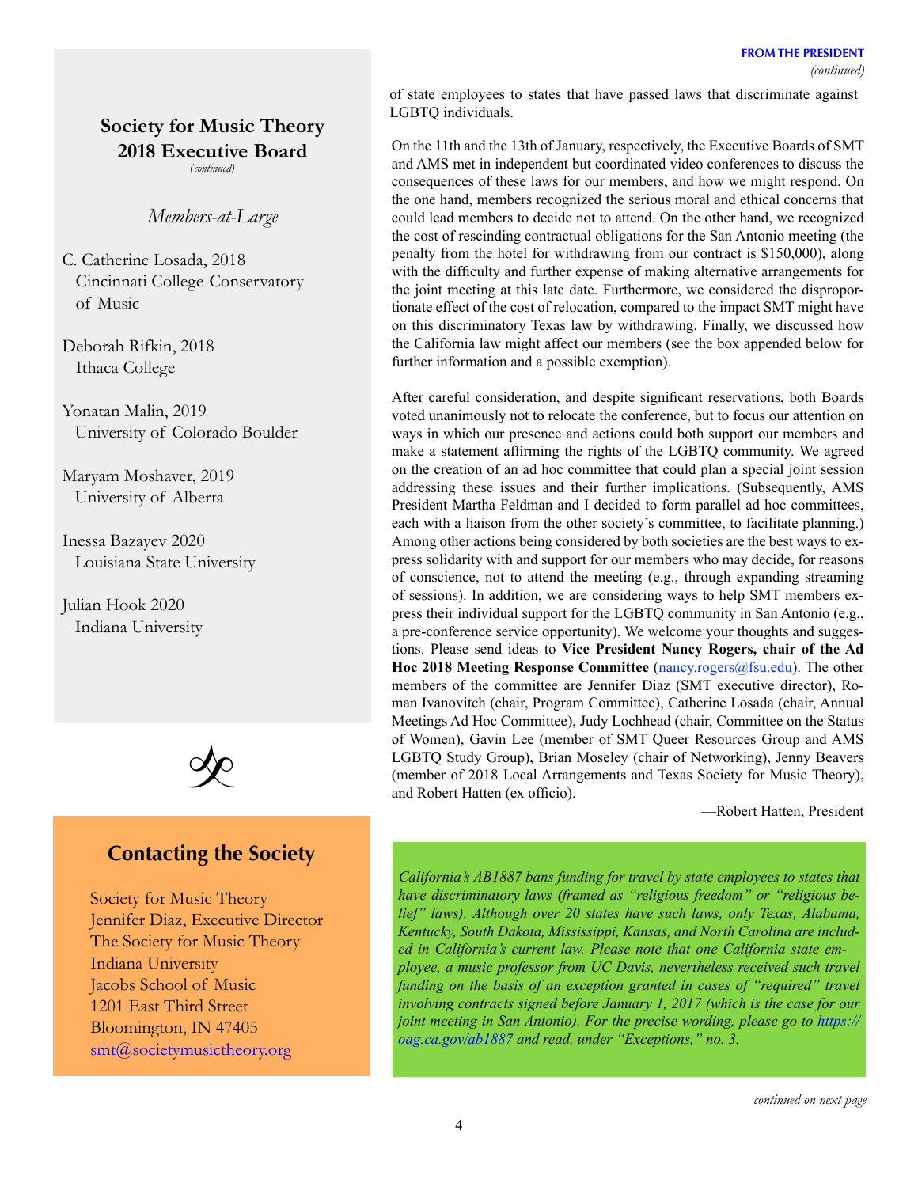## Society for Music Theory 2018 Executive Board

*(continued)*

*Members-at-Large*

C. Catherine Losada, 2018
Cincinnati College-Conservatory of Music

Deborah Rifkin, 2018
Ithaca College

Yonatan Malin, 2019
University of Colorado Boulder

Maryam Moshaver, 2019
University of Alberta

Inessa Bazayev 2020
Louisiana State University

Julian Hook 2020
Indiana University

## Contacting the Society

Society for Music Theory
Jennifer Diaz, Executive Director
The Society for Music Theory
Indiana University
Jacobs School of Music
1201 East Third Street
Bloomington, IN 47405
smt@societymusictheory.org

**FROM THE PRESIDENT**
*(continued)*

of state employees to states that have passed laws that discriminate against LGBTQ individuals.

On the 11th and the 13th of January, respectively, the Executive Boards of SMT and AMS met in independent but coordinated video conferences to discuss the consequences of these laws for our members, and how we might respond. On the one hand, members recognized the serious moral and ethical concerns that could lead members to decide not to attend. On the other hand, we recognized the cost of rescinding contractual obligations for the San Antonio meeting (the penalty from the hotel for withdrawing from our contract is $150,000), along with the difficulty and further expense of making alternative arrangements for the joint meeting at this late date. Furthermore, we considered the disproportionate effect of the cost of relocation, compared to the impact SMT might have on this discriminatory Texas law by withdrawing. Finally, we discussed how the California law might affect our members (see the box appended below for further information and a possible exemption).

After careful consideration, and despite significant reservations, both Boards voted unanimously not to relocate the conference, but to focus our attention on ways in which our presence and actions could both support our members and make a statement affirming the rights of the LGBTQ community. We agreed on the creation of an ad hoc committee that could plan a special joint session addressing these issues and their further implications. (Subsequently, AMS President Martha Feldman and I decided to form parallel ad hoc committees, each with a liaison from the other society's committee, to facilitate planning.) Among other actions being considered by both societies are the best ways to express solidarity with and support for our members who may decide, for reasons of conscience, not to attend the meeting (e.g., through expanding streaming of sessions). In addition, we are considering ways to help SMT members express their individual support for the LGBTQ community in San Antonio (e.g., a pre-conference service opportunity). We welcome your thoughts and suggestions. Please send ideas to **Vice President Nancy Rogers, chair of the Ad Hoc 2018 Meeting Response Committee** (nancy.rogers@fsu.edu). The other members of the committee are Jennifer Diaz (SMT executive director), Roman Ivanovitch (chair, Program Committee), Catherine Losada (chair, Annual Meetings Ad Hoc Committee), Judy Lochhead (chair, Committee on the Status of Women), Gavin Lee (member of SMT Queer Resources Group and AMS LGBTQ Study Group), Brian Moseley (chair of Networking), Jenny Beavers (member of 2018 Local Arrangements and Texas Society for Music Theory), and Robert Hatten (ex officio).

—Robert Hatten, President

*California's AB1887 bans funding for travel by state employees to states that have discriminatory laws (framed as "religious freedom" or "religious belief" laws). Although over 20 states have such laws, only Texas, Alabama, Kentucky, South Dakota, Mississippi, Kansas, and North Carolina are included in California's current law. Please note that one California state employee, a music professor from UC Davis, nevertheless received such travel funding on the basis of an exception granted in cases of "required" travel involving contracts signed before January 1, 2017 (which is the case for our joint meeting in San Antonio). For the precise wording, please go to https://oag.ca.gov/ab1887 and read, under "Exceptions," no. 3.*

*continued on next page*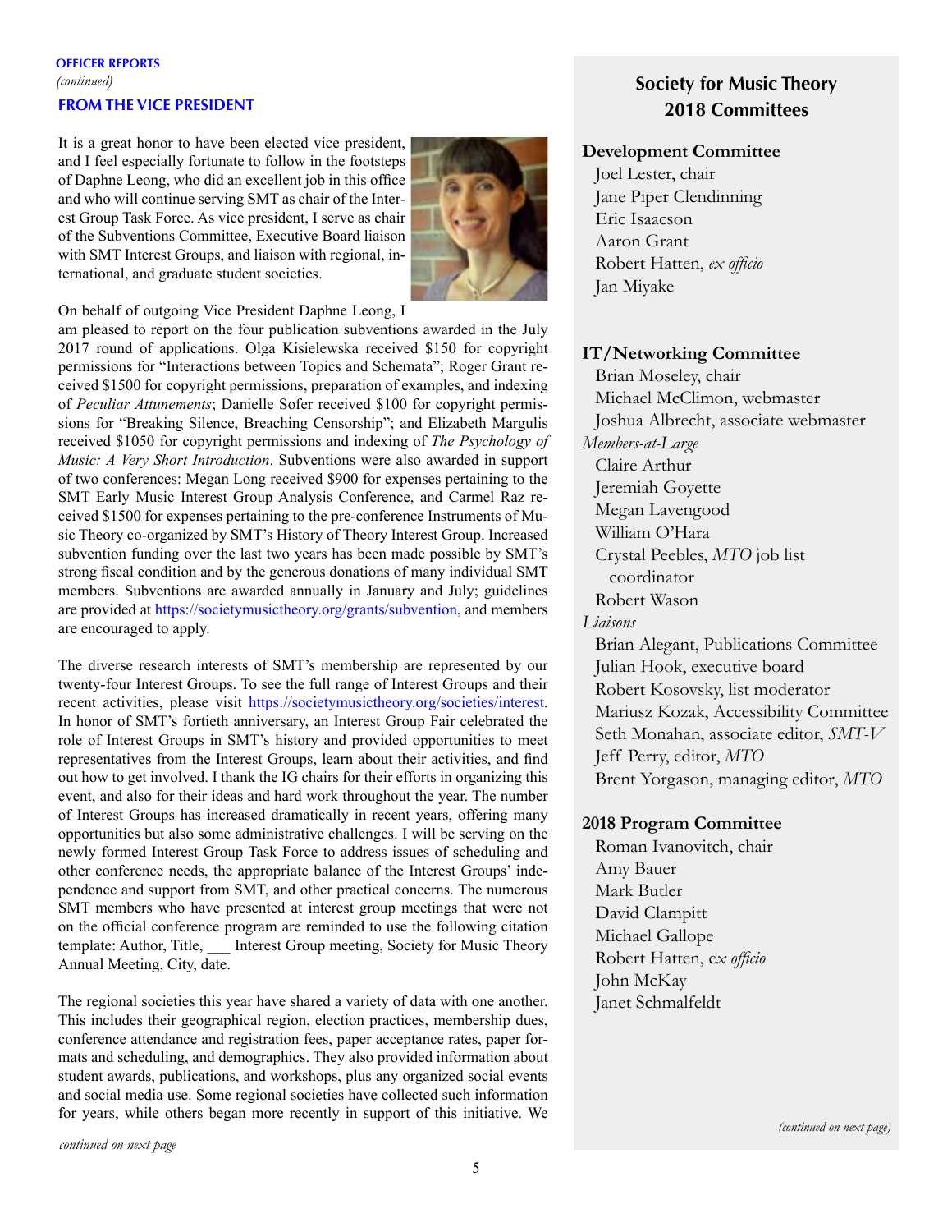**OFFICER REPORTS**
*(continued)*

## FROM THE VICE PRESIDENT

It is a great honor to have been elected vice president, and I feel especially fortunate to follow in the footsteps of Daphne Leong, who did an excellent job in this office and who will continue serving SMT as chair of the Interest Group Task Force. As vice president, I serve as chair of the Subventions Committee, Executive Board liaison with SMT Interest Groups, and liaison with regional, international, and graduate student societies.

On behalf of outgoing Vice President Daphne Leong, I am pleased to report on the four publication subventions awarded in the July 2017 round of applications. Olga Kisielewska received $150 for copyright permissions for "Interactions between Topics and Schemata"; Roger Grant received $1500 for copyright permissions, preparation of examples, and indexing of *Peculiar Attunements*; Danielle Sofer received $100 for copyright permissions for "Breaking Silence, Breaching Censorship"; and Elizabeth Margulis received $1050 for copyright permissions and indexing of *The Psychology of Music: A Very Short Introduction*. Subventions were also awarded in support of two conferences: Megan Long received $900 for expenses pertaining to the SMT Early Music Interest Group Analysis Conference, and Carmel Raz received $1500 for expenses pertaining to the pre-conference Instruments of Music Theory co-organized by SMT's History of Theory Interest Group. Increased subvention funding over the last two years has been made possible by SMT's strong fiscal condition and by the generous donations of many individual SMT members. Subventions are awarded annually in January and July; guidelines are provided at https://societymusictheory.org/grants/subvention, and members are encouraged to apply.

The diverse research interests of SMT's membership are represented by our twenty-four Interest Groups. To see the full range of Interest Groups and their recent activities, please visit https://societymusictheory.org/societies/interest. In honor of SMT's fortieth anniversary, an Interest Group Fair celebrated the role of Interest Groups in SMT's history and provided opportunities to meet representatives from the Interest Groups, learn about their activities, and find out how to get involved. I thank the IG chairs for their efforts in organizing this event, and also for their ideas and hard work throughout the year. The number of Interest Groups has increased dramatically in recent years, offering many opportunities but also some administrative challenges. I will be serving on the newly formed Interest Group Task Force to address issues of scheduling and other conference needs, the appropriate balance of the Interest Groups' independence and support from SMT, and other practical concerns. The numerous SMT members who have presented at interest group meetings that were not on the official conference program are reminded to use the following citation template: Author, Title, ___ Interest Group meeting, Society for Music Theory Annual Meeting, City, date.

The regional societies this year have shared a variety of data with one another. This includes their geographical region, election practices, membership dues, conference attendance and registration fees, paper acceptance rates, paper formats and scheduling, and demographics. They also provided information about student awards, publications, and workshops, plus any organized social events and social media use. Some regional societies have collected such information for years, while others began more recently in support of this initiative. We

*continued on next page*

## Society for Music Theory 2018 Committees

### Development Committee

Joel Lester, chair
Jane Piper Clendinning
Eric Isaacson
Aaron Grant
Robert Hatten, *ex officio*
Jan Miyake

### IT/Networking Committee

Brian Moseley, chair
Michael McClimon, webmaster
Joshua Albrecht, associate webmaster

*Members-at-Large*
Claire Arthur
Jeremiah Goyette
Megan Lavengood
William O'Hara
Crystal Peebles, *MTO* job list coordinator
Robert Wason

*Liaisons*
Brian Alegant, Publications Committee
Julian Hook, executive board
Robert Kosovsky, list moderator
Mariusz Kozak, Accessibility Committee
Seth Monahan, associate editor, *SMT-V*
Jeff Perry, editor, *MTO*
Brent Yorgason, managing editor, *MTO*

### 2018 Program Committee

Roman Ivanovitch, chair
Amy Bauer
Mark Butler
David Clampitt
Michael Gallope
Robert Hatten, e*x officio*
John McKay
Janet Schmalfeldt

*(continued on next page)*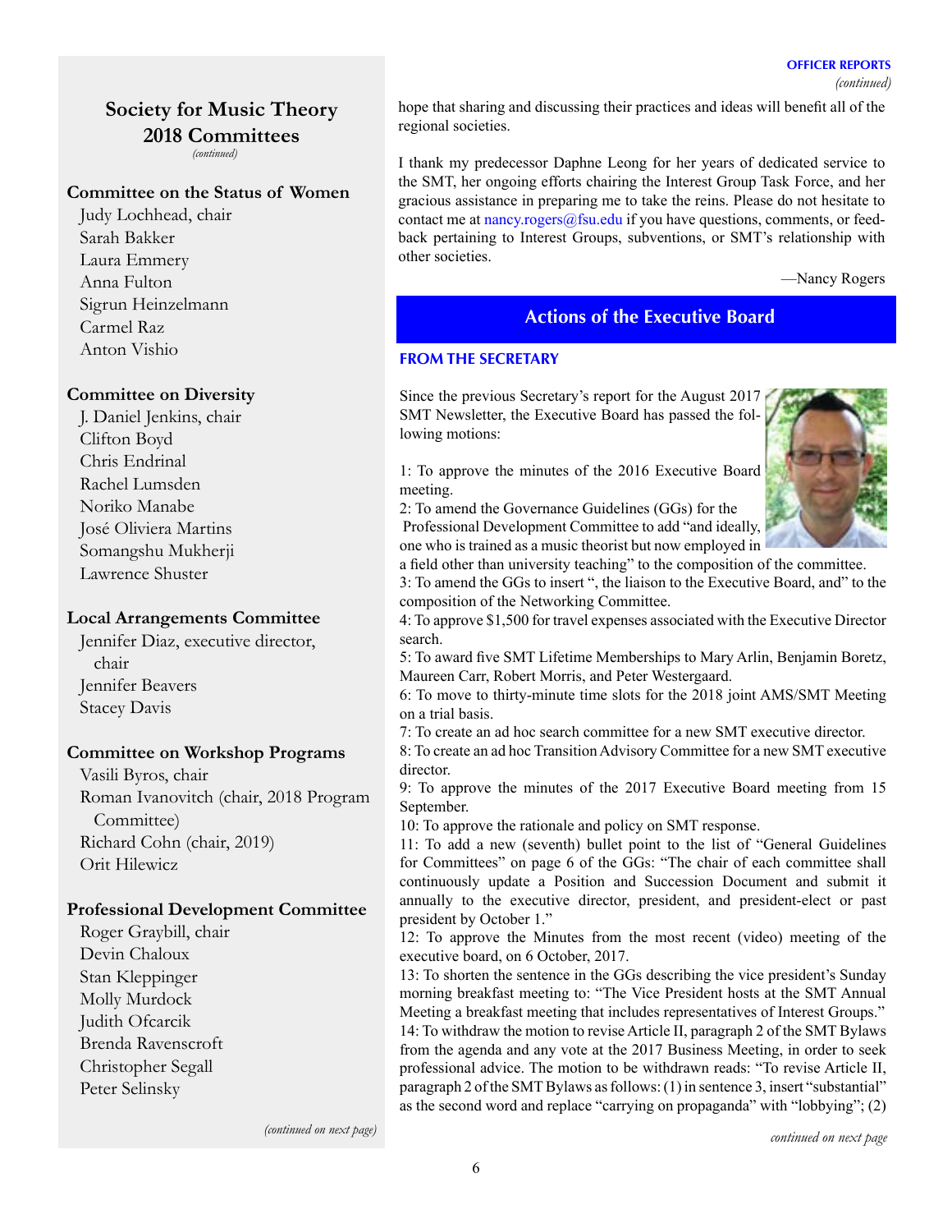## Society for Music Theory 2018 Committees

*(continued)*

**Committee on the Status of Women**
Judy Lochhead, chair
Sarah Bakker
Laura Emmery
Anna Fulton
Sigrun Heinzelmann
Carmel Raz
Anton Vishio

**Committee on Diversity**
J. Daniel Jenkins, chair
Clifton Boyd
Chris Endrinal
Rachel Lumsden
Noriko Manabe
José Oliviera Martins
Somangshu Mukherji
Lawrence Shuster

**Local Arrangements Committee**
Jennifer Diaz, executive director, chair
Jennifer Beavers
Stacey Davis

**Committee on Workshop Programs**
Vasili Byros, chair
Roman Ivanovitch (chair, 2018 Program Committee)
Richard Cohn (chair, 2019)
Orit Hilewicz

**Professional Development Committee**
Roger Graybill, chair
Devin Chaloux
Stan Kleppinger
Molly Murdock
Judith Ofcarcik
Brenda Ravenscroft
Christopher Segall
Peter Selinsky

*(continued on next page)*

**OFFICER REPORTS**
*(continued)*

hope that sharing and discussing their practices and ideas will benefit all of the regional societies.

I thank my predecessor Daphne Leong for her years of dedicated service to the SMT, her ongoing efforts chairing the Interest Group Task Force, and her gracious assistance in preparing me to take the reins. Please do not hesitate to contact me at nancy.rogers@fsu.edu if you have questions, comments, or feedback pertaining to Interest Groups, subventions, or SMT's relationship with other societies.

—Nancy Rogers

## Actions of the Executive Board

### FROM THE SECRETARY

Since the previous Secretary's report for the August 2017 SMT Newsletter, the Executive Board has passed the following motions:

1: To approve the minutes of the 2016 Executive Board meeting.
2: To amend the Governance Guidelines (GGs) for the Professional Development Committee to add "and ideally, one who is trained as a music theorist but now employed in a field other than university teaching" to the composition of the committee.
3: To amend the GGs to insert ", the liaison to the Executive Board, and" to the composition of the Networking Committee.
4: To approve $1,500 for travel expenses associated with the Executive Director search.
5: To award five SMT Lifetime Memberships to Mary Arlin, Benjamin Boretz, Maureen Carr, Robert Morris, and Peter Westergaard.
6: To move to thirty-minute time slots for the 2018 joint AMS/SMT Meeting on a trial basis.
7: To create an ad hoc search committee for a new SMT executive director.
8: To create an ad hoc Transition Advisory Committee for a new SMT executive director.
9: To approve the minutes of the 2017 Executive Board meeting from 15 September.
10: To approve the rationale and policy on SMT response.
11: To add a new (seventh) bullet point to the list of "General Guidelines for Committees" on page 6 of the GGs: "The chair of each committee shall continuously update a Position and Succession Document and submit it annually to the executive director, president, and president-elect or past president by October 1."
12: To approve the Minutes from the most recent (video) meeting of the executive board, on 6 October, 2017.
13: To shorten the sentence in the GGs describing the vice president's Sunday morning breakfast meeting to: "The Vice President hosts at the SMT Annual Meeting a breakfast meeting that includes representatives of Interest Groups."
14: To withdraw the motion to revise Article II, paragraph 2 of the SMT Bylaws from the agenda and any vote at the 2017 Business Meeting, in order to seek professional advice. The motion to be withdrawn reads: "To revise Article II, paragraph 2 of the SMT Bylaws as follows: (1) in sentence 3, insert "substantial" as the second word and replace "carrying on propaganda" with "lobbying"; (2)

*continued on next page*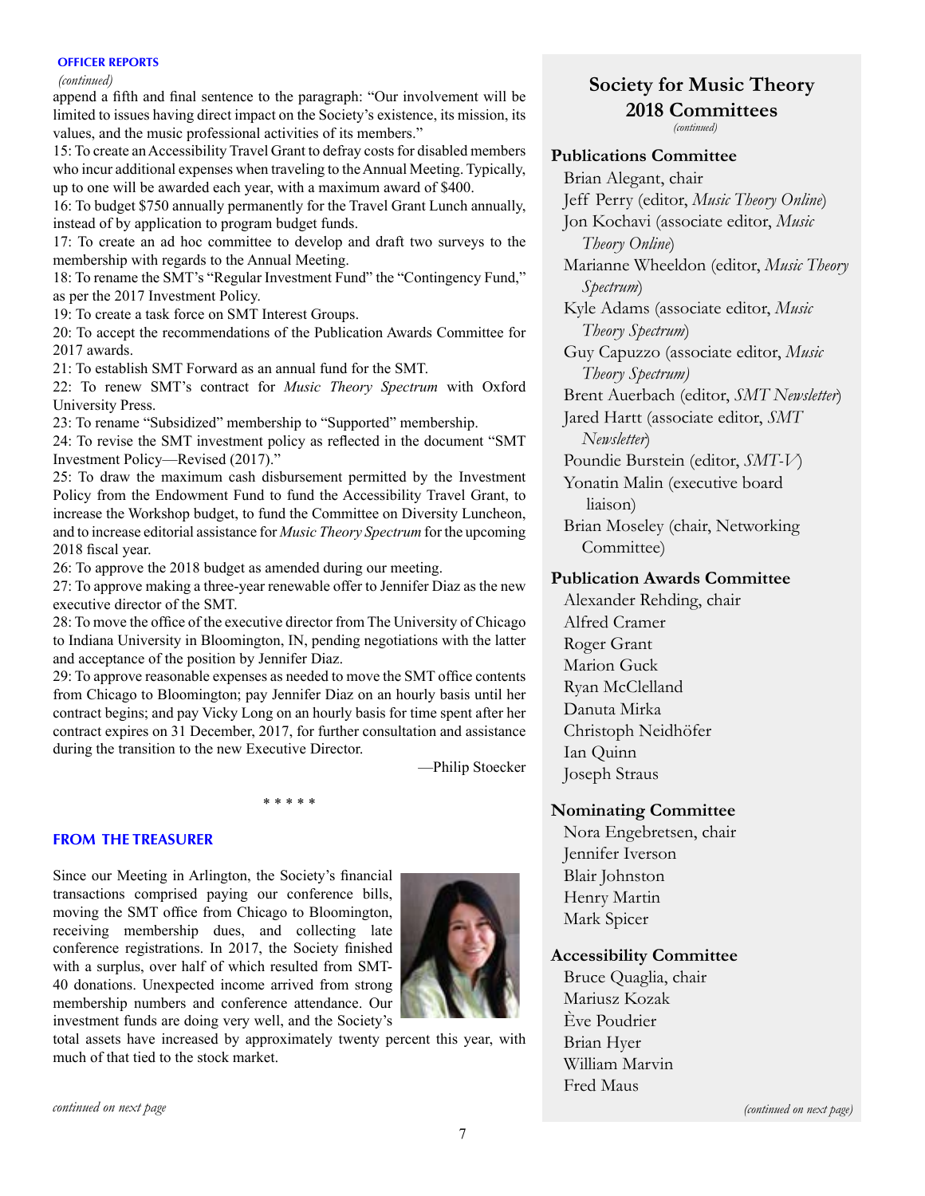## OFFICER REPORTS

*(continued)*

append a fifth and final sentence to the paragraph: "Our involvement will be limited to issues having direct impact on the Society's existence, its mission, its values, and the music professional activities of its members."

15: To create an Accessibility Travel Grant to defray costs for disabled members who incur additional expenses when traveling to the Annual Meeting. Typically, up to one will be awarded each year, with a maximum award of $400.

16: To budget $750 annually permanently for the Travel Grant Lunch annually, instead of by application to program budget funds.

17: To create an ad hoc committee to develop and draft two surveys to the membership with regards to the Annual Meeting.

18: To rename the SMT's "Regular Investment Fund" the "Contingency Fund," as per the 2017 Investment Policy.

19: To create a task force on SMT Interest Groups.

20: To accept the recommendations of the Publication Awards Committee for 2017 awards.

21: To establish SMT Forward as an annual fund for the SMT.

22: To renew SMT's contract for *Music Theory Spectrum* with Oxford University Press.

23: To rename "Subsidized" membership to "Supported" membership.

24: To revise the SMT investment policy as reflected in the document "SMT Investment Policy—Revised (2017)."

25: To draw the maximum cash disbursement permitted by the Investment Policy from the Endowment Fund to fund the Accessibility Travel Grant, to increase the Workshop budget, to fund the Committee on Diversity Luncheon, and to increase editorial assistance for *Music Theory Spectrum* for the upcoming 2018 fiscal year.

26: To approve the 2018 budget as amended during our meeting.

27: To approve making a three-year renewable offer to Jennifer Diaz as the new executive director of the SMT.

28: To move the office of the executive director from The University of Chicago to Indiana University in Bloomington, IN, pending negotiations with the latter and acceptance of the position by Jennifer Diaz.

29: To approve reasonable expenses as needed to move the SMT office contents from Chicago to Bloomington; pay Jennifer Diaz on an hourly basis until her contract begins; and pay Vicky Long on an hourly basis for time spent after her contract expires on 31 December, 2017, for further consultation and assistance during the transition to the new Executive Director.

—Philip Stoecker

\* \* \* \* \*

## FROM THE TREASURER

Since our Meeting in Arlington, the Society's financial transactions comprised paying our conference bills, moving the SMT office from Chicago to Bloomington, receiving membership dues, and collecting late conference registrations. In 2017, the Society finished with a surplus, over half of which resulted from SMT-40 donations. Unexpected income arrived from strong membership numbers and conference attendance. Our investment funds are doing very well, and the Society's total assets have increased by approximately twenty percent this year, with much of that tied to the stock market.

*continued on next page*

## Society for Music Theory 2018 Committees

*(continued)*

### Publications Committee

Brian Alegant, chair
Jeff Perry (editor, *Music Theory Online*)
Jon Kochavi (associate editor, *Music Theory Online*)
Marianne Wheeldon (editor, *Music Theory Spectrum*)
Kyle Adams (associate editor, *Music Theory Spectrum*)
Guy Capuzzo (associate editor, *Music Theory Spectrum*)
Brent Auerbach (editor, *SMT Newsletter*)
Jared Hartt (associate editor, *SMT Newsletter*)
Poundie Burstein (editor, *SMT-V*)
Yonatin Malin (executive board liaison)
Brian Moseley (chair, Networking Committee)

### Publication Awards Committee

Alexander Rehding, chair
Alfred Cramer
Roger Grant
Marion Guck
Ryan McClelland
Danuta Mirka
Christoph Neidhöfer
Ian Quinn
Joseph Straus

### Nominating Committee

Nora Engebretsen, chair
Jennifer Iverson
Blair Johnston
Henry Martin
Mark Spicer

### Accessibility Committee

Bruce Quaglia, chair
Mariusz Kozak
Ève Poudrier
Brian Hyer
William Marvin
Fred Maus

*(continued on next page)*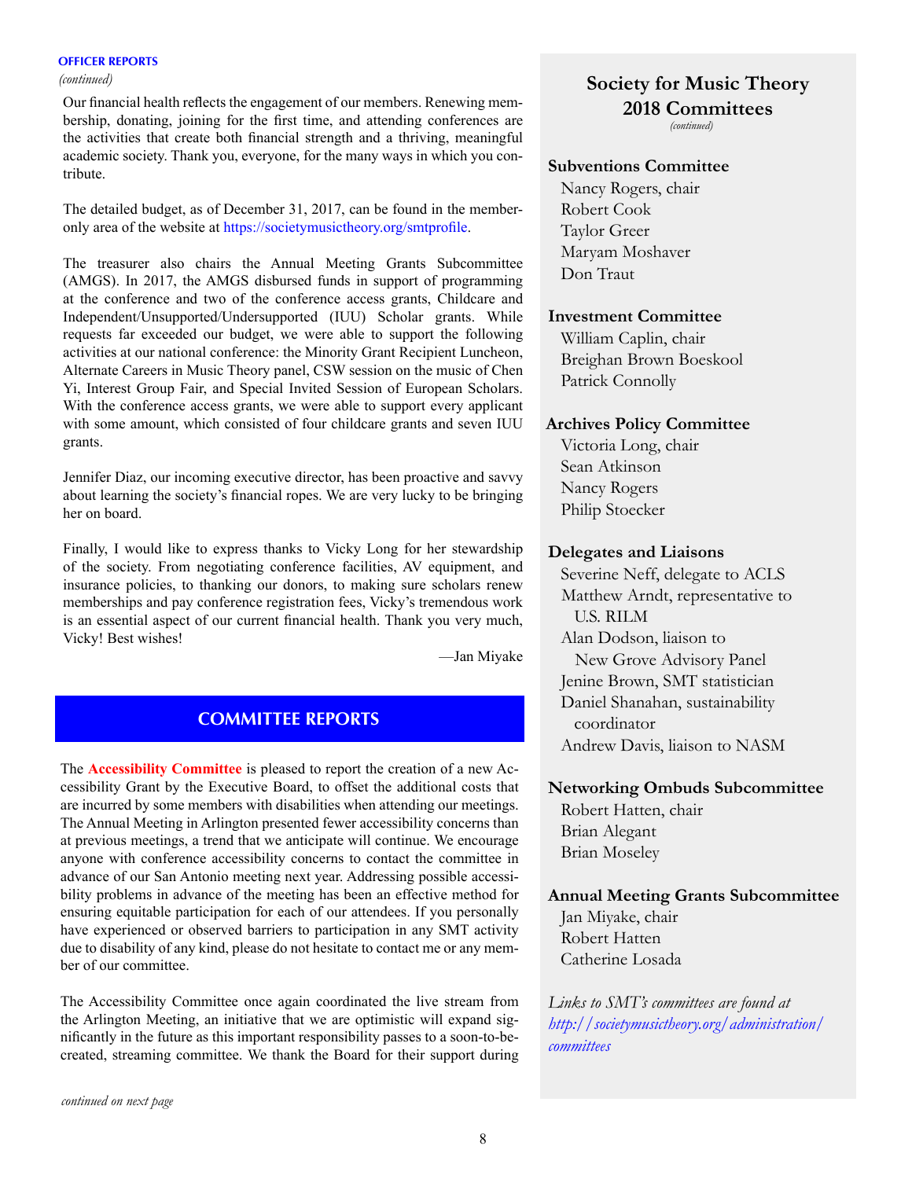**OFFICER REPORTS**

*(continued)*

Our financial health reflects the engagement of our members. Renewing membership, donating, joining for the first time, and attending conferences are the activities that create both financial strength and a thriving, meaningful academic society. Thank you, everyone, for the many ways in which you contribute.

The detailed budget, as of December 31, 2017, can be found in the member-only area of the website at https://societymusictheory.org/smtprofile.

The treasurer also chairs the Annual Meeting Grants Subcommittee (AMGS). In 2017, the AMGS disbursed funds in support of programming at the conference and two of the conference access grants, Childcare and Independent/Unsupported/Undersupported (IUU) Scholar grants. While requests far exceeded our budget, we were able to support the following activities at our national conference: the Minority Grant Recipient Luncheon, Alternate Careers in Music Theory panel, CSW session on the music of Chen Yi, Interest Group Fair, and Special Invited Session of European Scholars. With the conference access grants, we were able to support every applicant with some amount, which consisted of four childcare grants and seven IUU grants.

Jennifer Diaz, our incoming executive director, has been proactive and savvy about learning the society's financial ropes. We are very lucky to be bringing her on board.

Finally, I would like to express thanks to Vicky Long for her stewardship of the society. From negotiating conference facilities, AV equipment, and insurance policies, to thanking our donors, to making sure scholars renew memberships and pay conference registration fees, Vicky's tremendous work is an essential aspect of our current financial health. Thank you very much, Vicky! Best wishes!

—Jan Miyake

## COMMITTEE REPORTS

The **Accessibility Committee** is pleased to report the creation of a new Accessibility Grant by the Executive Board, to offset the additional costs that are incurred by some members with disabilities when attending our meetings. The Annual Meeting in Arlington presented fewer accessibility concerns than at previous meetings, a trend that we anticipate will continue. We encourage anyone with conference accessibility concerns to contact the committee in advance of our San Antonio meeting next year. Addressing possible accessibility problems in advance of the meeting has been an effective method for ensuring equitable participation for each of our attendees. If you personally have experienced or observed barriers to participation in any SMT activity due to disability of any kind, please do not hesitate to contact me or any member of our committee.

The Accessibility Committee once again coordinated the live stream from the Arlington Meeting, an initiative that we are optimistic will expand significantly in the future as this important responsibility passes to a soon-to-be-created, streaming committee. We thank the Board for their support during

*continued on next page*

## Society for Music Theory 2018 Committees

*(continued)*

**Subventions Committee**
- Nancy Rogers, chair
- Robert Cook
- Taylor Greer
- Maryam Moshaver
- Don Traut

**Investment Committee**
- William Caplin, chair
- Breighan Brown Boeskool
- Patrick Connolly

**Archives Policy Committee**
- Victoria Long, chair
- Sean Atkinson
- Nancy Rogers
- Philip Stoecker

**Delegates and Liaisons**
- Severine Neff, delegate to ACLS
- Matthew Arndt, representative to U.S. RILM
- Alan Dodson, liaison to New Grove Advisory Panel
- Jenine Brown, SMT statistician
- Daniel Shanahan, sustainability coordinator
- Andrew Davis, liaison to NASM

**Networking Ombuds Subcommittee**
- Robert Hatten, chair
- Brian Alegant
- Brian Moseley

**Annual Meeting Grants Subcommittee**
- Jan Miyake, chair
- Robert Hatten
- Catherine Losada

*Links to SMT's committees are found at http://societymusictheory.org/administration/committees*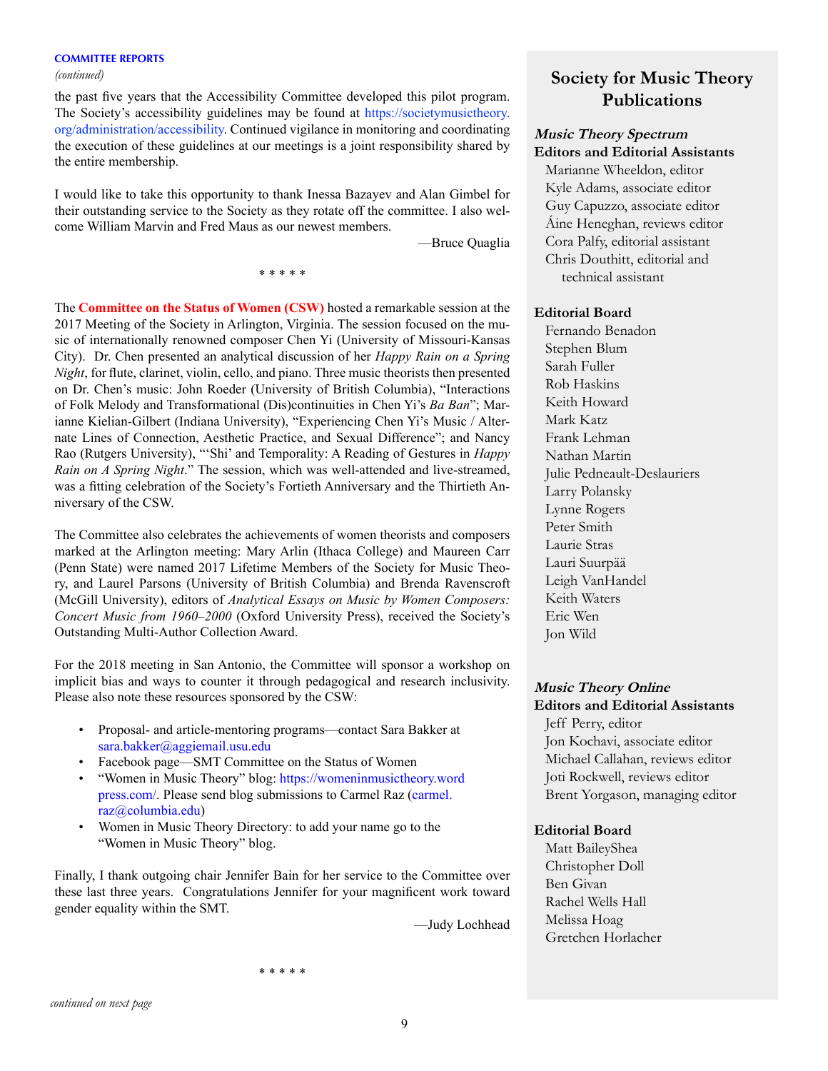**COMMITTEE REPORTS**

*(continued)*

the past five years that the Accessibility Committee developed this pilot program. The Society's accessibility guidelines may be found at https://societymusictheory.org/administration/accessibility. Continued vigilance in monitoring and coordinating the execution of these guidelines at our meetings is a joint responsibility shared by the entire membership.

I would like to take this opportunity to thank Inessa Bazayev and Alan Gimbel for their outstanding service to the Society as they rotate off the committee. I also welcome William Marvin and Fred Maus as our newest members.

—Bruce Quaglia

\* \* \* \* \*

The **Committee on the Status of Women (CSW)** hosted a remarkable session at the 2017 Meeting of the Society in Arlington, Virginia. The session focused on the music of internationally renowned composer Chen Yi (University of Missouri-Kansas City). Dr. Chen presented an analytical discussion of her *Happy Rain on a Spring Night*, for flute, clarinet, violin, cello, and piano. Three music theorists then presented on Dr. Chen's music: John Roeder (University of British Columbia), "Interactions of Folk Melody and Transformational (Dis)continuities in Chen Yi's *Ba Ban*"; Marianne Kielian-Gilbert (Indiana University), "Experiencing Chen Yi's Music / Alternate Lines of Connection, Aesthetic Practice, and Sexual Difference"; and Nancy Rao (Rutgers University), "'Shi' and Temporality: A Reading of Gestures in *Happy Rain on A Spring Night*." The session, which was well-attended and live-streamed, was a fitting celebration of the Society's Fortieth Anniversary and the Thirtieth Anniversary of the CSW.

The Committee also celebrates the achievements of women theorists and composers marked at the Arlington meeting: Mary Arlin (Ithaca College) and Maureen Carr (Penn State) were named 2017 Lifetime Members of the Society for Music Theory, and Laurel Parsons (University of British Columbia) and Brenda Ravenscroft (McGill University), editors of *Analytical Essays on Music by Women Composers: Concert Music from 1960–2000* (Oxford University Press), received the Society's Outstanding Multi-Author Collection Award.

For the 2018 meeting in San Antonio, the Committee will sponsor a workshop on implicit bias and ways to counter it through pedagogical and research inclusivity. Please also note these resources sponsored by the CSW:

- Proposal- and article-mentoring programs—contact Sara Bakker at sara.bakker@aggiemail.usu.edu
- Facebook page—SMT Committee on the Status of Women
- "Women in Music Theory" blog: https://womeninmusictheory.wordpress.com/. Please send blog submissions to Carmel Raz (carmel.raz@columbia.edu)
- Women in Music Theory Directory: to add your name go to the "Women in Music Theory" blog.

Finally, I thank outgoing chair Jennifer Bain for her service to the Committee over these last three years. Congratulations Jennifer for your magnificent work toward gender equality within the SMT.

—Judy Lochhead

\* \* \* \* \*

*continued on next page*

## Society for Music Theory Publications

### *Music Theory Spectrum*

**Editors and Editorial Assistants**

Marianne Wheeldon, editor
Kyle Adams, associate editor
Guy Capuzzo, associate editor
Áine Heneghan, reviews editor
Cora Palfy, editorial assistant
Chris Douthitt, editorial and technical assistant

**Editorial Board**

Fernando Benadon
Stephen Blum
Sarah Fuller
Rob Haskins
Keith Howard
Mark Katz
Frank Lehman
Nathan Martin
Julie Pedneault-Deslauriers
Larry Polansky
Lynne Rogers
Peter Smith
Laurie Stras
Lauri Suurpää
Leigh VanHandel
Keith Waters
Eric Wen
Jon Wild

### *Music Theory Online*

**Editors and Editorial Assistants**

Jeff Perry, editor
Jon Kochavi, associate editor
Michael Callahan, reviews editor
Joti Rockwell, reviews editor
Brent Yorgason, managing editor

**Editorial Board**

Matt BaileyShea
Christopher Doll
Ben Givan
Rachel Wells Hall
Melissa Hoag
Gretchen Horlacher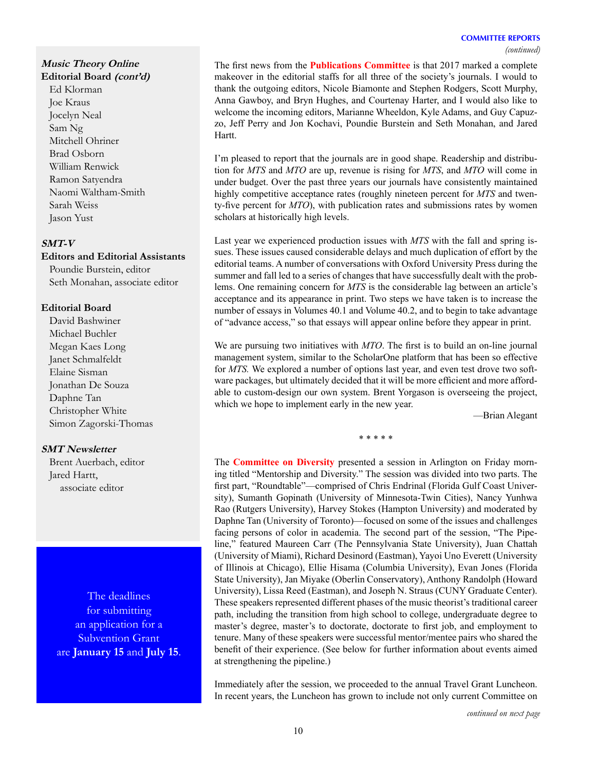***Music Theory Online* Editorial Board *(cont'd)***

Ed Klorman
Joe Kraus
Jocelyn Neal
Sam Ng
Mitchell Ohriner
Brad Osborn
William Renwick
Ramon Satyendra
Naomi Waltham-Smith
Sarah Weiss
Jason Yust

***SMT-V***

**Editors and Editorial Assistants**

Poundie Burstein, editor
Seth Monahan, associate editor

**Editorial Board**

David Bashwiner
Michael Buchler
Megan Kaes Long
Janet Schmalfeldt
Elaine Sisman
Jonathan De Souza
Daphne Tan
Christopher White
Simon Zagorski-Thomas

***SMT Newsletter***

Brent Auerbach, editor
Jared Hartt, associate editor

The deadlines for submitting an application for a Subvention Grant are **January 15** and **July 15**.

---

**COMMITTEE REPORTS** *(continued)*

The first news from the **Publications Committee** is that 2017 marked a complete makeover in the editorial staffs for all three of the society's journals. I would to thank the outgoing editors, Nicole Biamonte and Stephen Rodgers, Scott Murphy, Anna Gawboy, and Bryn Hughes, and Courtenay Harter, and I would also like to welcome the incoming editors, Marianne Wheeldon, Kyle Adams, and Guy Capuzzo, Jeff Perry and Jon Kochavi, Poundie Burstein and Seth Monahan, and Jared Hartt.

I'm pleased to report that the journals are in good shape. Readership and distribution for *MTS* and *MTO* are up, revenue is rising for *MTS*, and *MTO* will come in under budget. Over the past three years our journals have consistently maintained highly competitive acceptance rates (roughly nineteen percent for *MTS* and twenty-five percent for *MTO*), with publication rates and submissions rates by women scholars at historically high levels.

Last year we experienced production issues with *MTS* with the fall and spring issues. These issues caused considerable delays and much duplication of effort by the editorial teams. A number of conversations with Oxford University Press during the summer and fall led to a series of changes that have successfully dealt with the problems. One remaining concern for *MTS* is the considerable lag between an article's acceptance and its appearance in print. Two steps we have taken is to increase the number of essays in Volumes 40.1 and Volume 40.2, and to begin to take advantage of "advance access," so that essays will appear online before they appear in print.

We are pursuing two initiatives with *MTO*. The first is to build an on-line journal management system, similar to the ScholarOne platform that has been so effective for *MTS.* We explored a number of options last year, and even test drove two software packages, but ultimately decided that it will be more efficient and more affordable to custom-design our own system. Brent Yorgason is overseeing the project, which we hope to implement early in the new year.

—Brian Alegant

* * * * *

The **Committee on Diversity** presented a session in Arlington on Friday morning titled "Mentorship and Diversity." The session was divided into two parts. The first part, "Roundtable"—comprised of Chris Endrinal (Florida Gulf Coast University), Sumanth Gopinath (University of Minnesota-Twin Cities), Nancy Yunhwa Rao (Rutgers University), Harvey Stokes (Hampton University) and moderated by Daphne Tan (University of Toronto)—focused on some of the issues and challenges facing persons of color in academia. The second part of the session, "The Pipeline," featured Maureen Carr (The Pennsylvania State University), Juan Chattah (University of Miami), Richard Desinord (Eastman), Yayoi Uno Everett (University of Illinois at Chicago), Ellie Hisama (Columbia University), Evan Jones (Florida State University), Jan Miyake (Oberlin Conservatory), Anthony Randolph (Howard University), Lissa Reed (Eastman), and Joseph N. Straus (CUNY Graduate Center). These speakers represented different phases of the music theorist's traditional career path, including the transition from high school to college, undergraduate degree to master's degree, master's to doctorate, doctorate to first job, and employment to tenure. Many of these speakers were successful mentor/mentee pairs who shared the benefit of their experience. (See below for further information about events aimed at strengthening the pipeline.)

Immediately after the session, we proceeded to the annual Travel Grant Luncheon. In recent years, the Luncheon has grown to include not only current Committee on

*continued on next page*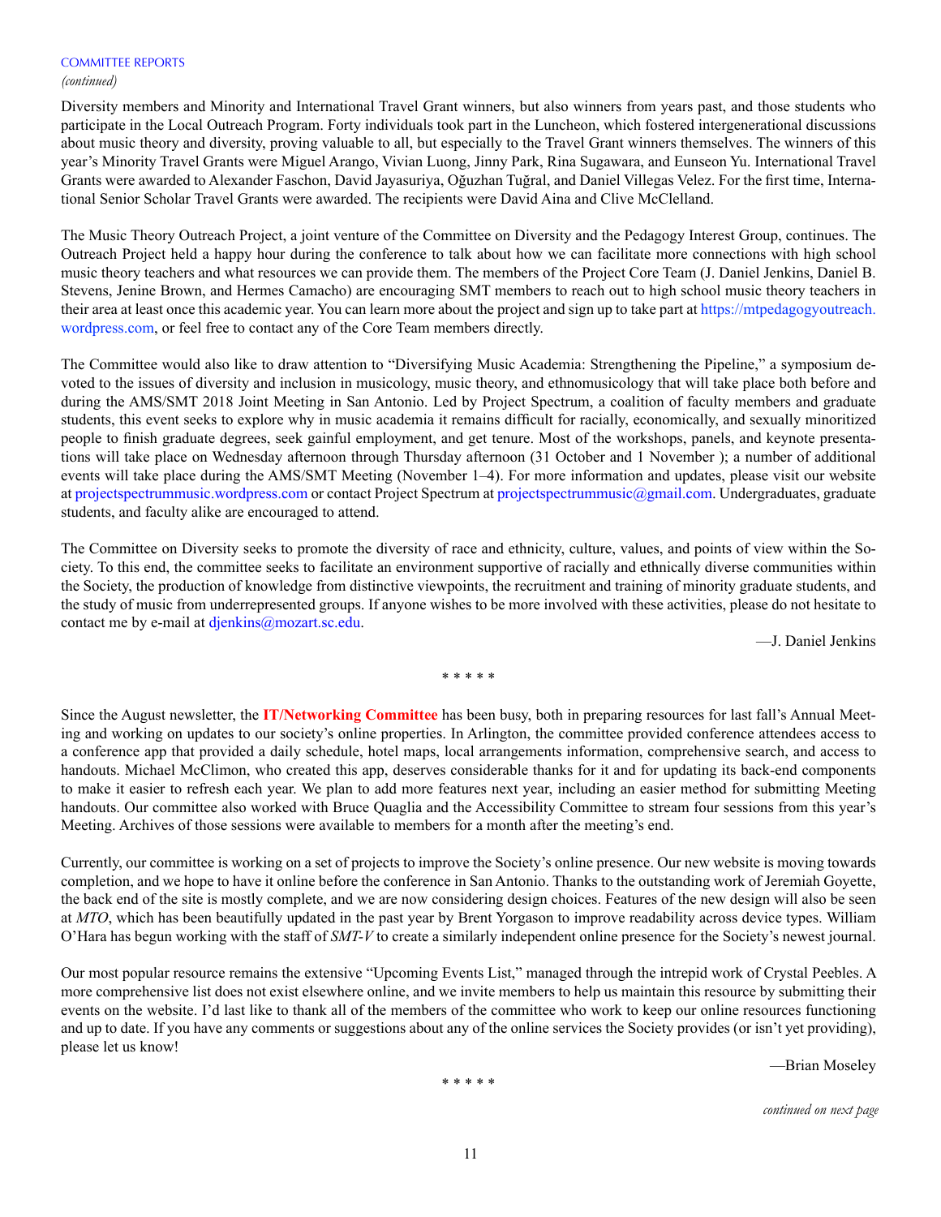COMMITTEE REPORTS
*(continued)*

Diversity members and Minority and International Travel Grant winners, but also winners from years past, and those students who participate in the Local Outreach Program. Forty individuals took part in the Luncheon, which fostered intergenerational discussions about music theory and diversity, proving valuable to all, but especially to the Travel Grant winners themselves. The winners of this year's Minority Travel Grants were Miguel Arango, Vivian Luong, Jinny Park, Rina Sugawara, and Eunseon Yu. International Travel Grants were awarded to Alexander Faschon, David Jayasuriya, Oğuzhan Tuğral, and Daniel Villegas Velez. For the first time, International Senior Scholar Travel Grants were awarded. The recipients were David Aina and Clive McClelland.

The Music Theory Outreach Project, a joint venture of the Committee on Diversity and the Pedagogy Interest Group, continues. The Outreach Project held a happy hour during the conference to talk about how we can facilitate more connections with high school music theory teachers and what resources we can provide them. The members of the Project Core Team (J. Daniel Jenkins, Daniel B. Stevens, Jenine Brown, and Hermes Camacho) are encouraging SMT members to reach out to high school music theory teachers in their area at least once this academic year. You can learn more about the project and sign up to take part at https://mtpedagogyoutreach.wordpress.com, or feel free to contact any of the Core Team members directly.

The Committee would also like to draw attention to "Diversifying Music Academia: Strengthening the Pipeline," a symposium devoted to the issues of diversity and inclusion in musicology, music theory, and ethnomusicology that will take place both before and during the AMS/SMT 2018 Joint Meeting in San Antonio. Led by Project Spectrum, a coalition of faculty members and graduate students, this event seeks to explore why in music academia it remains difficult for racially, economically, and sexually minoritized people to finish graduate degrees, seek gainful employment, and get tenure. Most of the workshops, panels, and keynote presentations will take place on Wednesday afternoon through Thursday afternoon (31 October and 1 November ); a number of additional events will take place during the AMS/SMT Meeting (November 1–4). For more information and updates, please visit our website at projectspectrummusic.wordpress.com or contact Project Spectrum at projectspectrummusic@gmail.com. Undergraduates, graduate students, and faculty alike are encouraged to attend.

The Committee on Diversity seeks to promote the diversity of race and ethnicity, culture, values, and points of view within the Society. To this end, the committee seeks to facilitate an environment supportive of racially and ethnically diverse communities within the Society, the production of knowledge from distinctive viewpoints, the recruitment and training of minority graduate students, and the study of music from underrepresented groups. If anyone wishes to be more involved with these activities, please do not hesitate to contact me by e-mail at djenkins@mozart.sc.edu.

—J. Daniel Jenkins

\* \* \* \* \*

Since the August newsletter, the **IT/Networking Committee** has been busy, both in preparing resources for last fall's Annual Meeting and working on updates to our society's online properties. In Arlington, the committee provided conference attendees access to a conference app that provided a daily schedule, hotel maps, local arrangements information, comprehensive search, and access to handouts. Michael McClimon, who created this app, deserves considerable thanks for it and for updating its back-end components to make it easier to refresh each year. We plan to add more features next year, including an easier method for submitting Meeting handouts. Our committee also worked with Bruce Quaglia and the Accessibility Committee to stream four sessions from this year's Meeting. Archives of those sessions were available to members for a month after the meeting's end.

Currently, our committee is working on a set of projects to improve the Society's online presence. Our new website is moving towards completion, and we hope to have it online before the conference in San Antonio. Thanks to the outstanding work of Jeremiah Goyette, the back end of the site is mostly complete, and we are now considering design choices. Features of the new design will also be seen at *MTO*, which has been beautifully updated in the past year by Brent Yorgason to improve readability across device types. William O'Hara has begun working with the staff of *SMT-V* to create a similarly independent online presence for the Society's newest journal.

Our most popular resource remains the extensive "Upcoming Events List," managed through the intrepid work of Crystal Peebles. A more comprehensive list does not exist elsewhere online, and we invite members to help us maintain this resource by submitting their events on the website. I'd last like to thank all of the members of the committee who work to keep our online resources functioning and up to date. If you have any comments or suggestions about any of the online services the Society provides (or isn't yet providing), please let us know!

—Brian Moseley

\* \* \* \* \*

*continued on next page*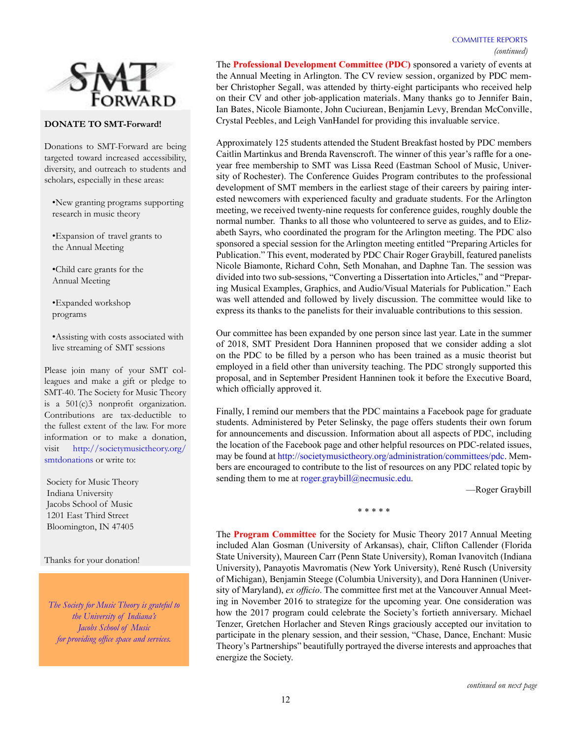COMMITTEE REPORTS
*(continued)*

The **Professional Development Committee (PDC)** sponsored a variety of events at the Annual Meeting in Arlington. The CV review session, organized by PDC member Christopher Segall, was attended by thirty-eight participants who received help on their CV and other job-application materials. Many thanks go to Jennifer Bain, Ian Bates, Nicole Biamonte, John Cuciurean, Benjamin Levy, Brendan McConville, Crystal Peebles, and Leigh VanHandel for providing this invaluable service.

Approximately 125 students attended the Student Breakfast hosted by PDC members Caitlin Martinkus and Brenda Ravenscroft. The winner of this year's raffle for a one-year free membership to SMT was Lissa Reed (Eastman School of Music, University of Rochester). The Conference Guides Program contributes to the professional development of SMT members in the earliest stage of their careers by pairing interested newcomers with experienced faculty and graduate students. For the Arlington meeting, we received twenty-nine requests for conference guides, roughly double the normal number. Thanks to all those who volunteered to serve as guides, and to Elizabeth Sayrs, who coordinated the program for the Arlington meeting. The PDC also sponsored a special session for the Arlington meeting entitled "Preparing Articles for Publication." This event, moderated by PDC Chair Roger Graybill, featured panelists Nicole Biamonte, Richard Cohn, Seth Monahan, and Daphne Tan. The session was divided into two sub-sessions, "Converting a Dissertation into Articles," and "Preparing Musical Examples, Graphics, and Audio/Visual Materials for Publication." Each was well attended and followed by lively discussion. The committee would like to express its thanks to the panelists for their invaluable contributions to this session.

Our committee has been expanded by one person since last year. Late in the summer of 2018, SMT President Dora Hanninen proposed that we consider adding a slot on the PDC to be filled by a person who has been trained as a music theorist but employed in a field other than university teaching. The PDC strongly supported this proposal, and in September President Hanninen took it before the Executive Board, which officially approved it.

Finally, I remind our members that the PDC maintains a Facebook page for graduate students. Administered by Peter Selinsky, the page offers students their own forum for announcements and discussion. Information about all aspects of PDC, including the location of the Facebook page and other helpful resources on PDC-related issues, may be found at http://societymusictheory.org/administration/committees/pdc. Members are encouraged to contribute to the list of resources on any PDC related topic by sending them to me at roger.graybill@necmusic.edu.

—Roger Graybill

\* \* \* \* \*

The **Program Committee** for the Society for Music Theory 2017 Annual Meeting included Alan Gosman (University of Arkansas), chair, Clifton Callender (Florida State University), Maureen Carr (Penn State University), Roman Ivanovitch (Indiana University), Panayotis Mavromatis (New York University), René Rusch (University of Michigan), Benjamin Steege (Columbia University), and Dora Hanninen (University of Maryland), *ex officio*. The committee first met at the Vancouver Annual Meeting in November 2016 to strategize for the upcoming year. One consideration was how the 2017 program could celebrate the Society's fortieth anniversary. Michael Tenzer, Gretchen Horlacher and Steven Rings graciously accepted our invitation to participate in the plenary session, and their session, "Chase, Dance, Enchant: Music Theory's Partnerships" beautifully portrayed the diverse interests and approaches that energize the Society.

*continued on next page*

---

SMT FORWARD

**DONATE TO SMT-Forward!**

Donations to SMT-Forward are being targeted toward increased accessibility, diversity, and outreach to students and scholars, especially in these areas:

- New granting programs supporting research in music theory
- Expansion of travel grants to the Annual Meeting
- Child care grants for the Annual Meeting
- Expanded workshop programs
- Assisting with costs associated with live streaming of SMT sessions

Please join many of your SMT colleagues and make a gift or pledge to SMT-40. The Society for Music Theory is a 501(c)3 nonprofit organization. Contributions are tax-deductible to the fullest extent of the law. For more information or to make a donation, visit http://societymusictheory.org/smtdonations or write to:

Society for Music Theory
Indiana University
Jacobs School of Music
1201 East Third Street
Bloomington, IN 47405

Thanks for your donation!

*The Society for Music Theory is grateful to the University of Indiana's Jacobs School of Music for providing office space and services.*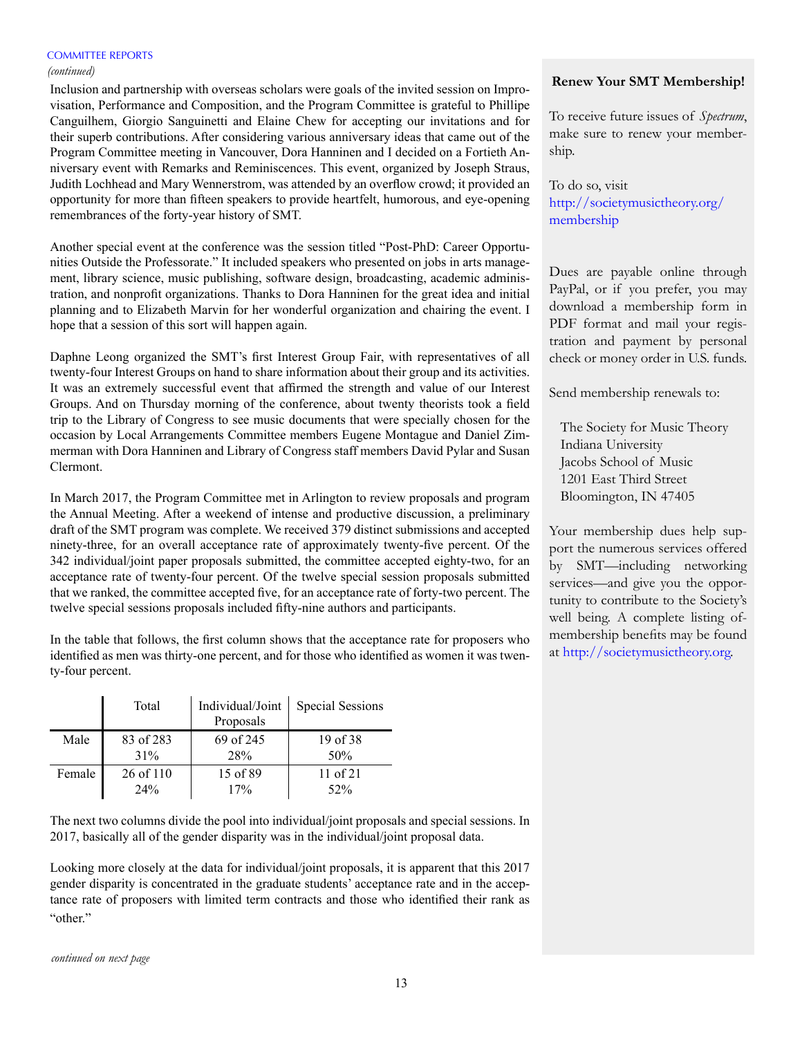COMMITTEE REPORTS
*(continued)*

Inclusion and partnership with overseas scholars were goals of the invited session on Improvisation, Performance and Composition, and the Program Committee is grateful to Phillipe Canguilhem, Giorgio Sanguinetti and Elaine Chew for accepting our invitations and for their superb contributions. After considering various anniversary ideas that came out of the Program Committee meeting in Vancouver, Dora Hanninen and I decided on a Fortieth Anniversary event with Remarks and Reminiscences. This event, organized by Joseph Straus, Judith Lochhead and Mary Wennerstrom, was attended by an overflow crowd; it provided an opportunity for more than fifteen speakers to provide heartfelt, humorous, and eye-opening remembrances of the forty-year history of SMT.

Another special event at the conference was the session titled "Post-PhD: Career Opportunities Outside the Professorate." It included speakers who presented on jobs in arts management, library science, music publishing, software design, broadcasting, academic administration, and nonprofit organizations. Thanks to Dora Hanninen for the great idea and initial planning and to Elizabeth Marvin for her wonderful organization and chairing the event. I hope that a session of this sort will happen again.

Daphne Leong organized the SMT's first Interest Group Fair, with representatives of all twenty-four Interest Groups on hand to share information about their group and its activities. It was an extremely successful event that affirmed the strength and value of our Interest Groups. And on Thursday morning of the conference, about twenty theorists took a field trip to the Library of Congress to see music documents that were specially chosen for the occasion by Local Arrangements Committee members Eugene Montague and Daniel Zimmerman with Dora Hanninen and Library of Congress staff members David Pylar and Susan Clermont.

In March 2017, the Program Committee met in Arlington to review proposals and program the Annual Meeting. After a weekend of intense and productive discussion, a preliminary draft of the SMT program was complete. We received 379 distinct submissions and accepted ninety-three, for an overall acceptance rate of approximately twenty-five percent. Of the 342 individual/joint paper proposals submitted, the committee accepted eighty-two, for an acceptance rate of twenty-four percent. Of the twelve special session proposals submitted that we ranked, the committee accepted five, for an acceptance rate of forty-two percent. The twelve special sessions proposals included fifty-nine authors and participants.

In the table that follows, the first column shows that the acceptance rate for proposers who identified as men was thirty-one percent, and for those who identified as women it was twenty-four percent.

| | Total | Individual/Joint Proposals | Special Sessions |
|---|---|---|---|
| Male | 83 of 283<br>31% | 69 of 245<br>28% | 19 of 38<br>50% |
| Female | 26 of 110<br>24% | 15 of 89<br>17% | 11 of 21<br>52% |

The next two columns divide the pool into individual/joint proposals and special sessions. In 2017, basically all of the gender disparity was in the individual/joint proposal data.

Looking more closely at the data for individual/joint proposals, it is apparent that this 2017 gender disparity is concentrated in the graduate students' acceptance rate and in the acceptance rate of proposers with limited term contracts and those who identified their rank as "other."

*continued on next page*

**Renew Your SMT Membership!**

To receive future issues of *Spectrum*, make sure to renew your membership.

To do so, visit http://societymusictheory.org/membership

Dues are payable online through PayPal, or if you prefer, you may download a membership form in PDF format and mail your registration and payment by personal check or money order in U.S. funds.

Send membership renewals to:

The Society for Music Theory
Indiana University
Jacobs School of Music
1201 East Third Street
Bloomington, IN 47405

Your membership dues help support the numerous services offered by SMT—including networking services—and give you the opportunity to contribute to the Society's well being. A complete listing ofmembership benefits may be found at http://societymusictheory.org.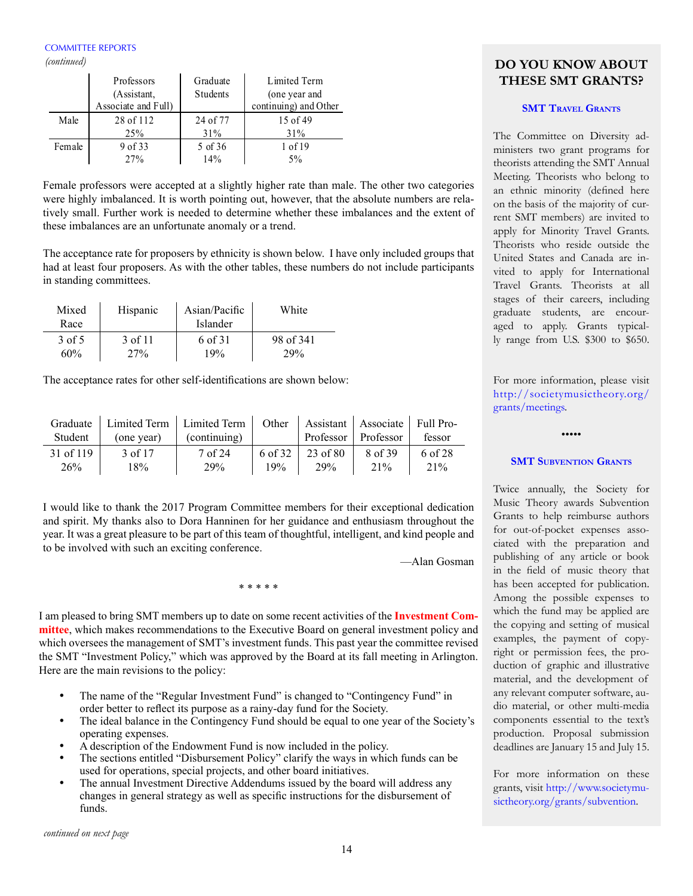COMMITTEE REPORTS

*(continued)*

| | Professors (Assistant, Associate and Full) | Graduate Students | Limited Term (one year and continuing) and Other |
|---|---|---|---|
| Male | 28 of 112<br>25% | 24 of 77<br>31% | 15 of 49<br>31% |
| Female | 9 of 33<br>27% | 5 of 36<br>14% | 1 of 19<br>5% |

Female professors were accepted at a slightly higher rate than male. The other two categories were highly imbalanced. It is worth pointing out, however, that the absolute numbers are relatively small. Further work is needed to determine whether these imbalances and the extent of these imbalances are an unfortunate anomaly or a trend.

The acceptance rate for proposers by ethnicity is shown below. I have only included groups that had at least four proposers. As with the other tables, these numbers do not include participants in standing committees.

| Mixed Race | Hispanic | Asian/Pacific Islander | White |
|---|---|---|---|
| 3 of 5<br>60% | 3 of 11<br>27% | 6 of 31<br>19% | 98 of 341<br>29% |

The acceptance rates for other self-identifications are shown below:

| Graduate Student | Limited Term (one year) | Limited Term (continuing) | Other | Assistant Professor | Associate Professor | Full Professor |
|---|---|---|---|---|---|---|
| 31 of 119<br>26% | 3 of 17<br>18% | 7 of 24<br>29% | 6 of 32<br>19% | 23 of 80<br>29% | 8 of 39<br>21% | 6 of 28<br>21% |

I would like to thank the 2017 Program Committee members for their exceptional dedication and spirit. My thanks also to Dora Hanninen for her guidance and enthusiasm throughout the year. It was a great pleasure to be part of this team of thoughtful, intelligent, and kind people and to be involved with such an exciting conference.

—Alan Gosman

* * * * *

I am pleased to bring SMT members up to date on some recent activities of the **Investment Committee**, which makes recommendations to the Executive Board on general investment policy and which oversees the management of SMT's investment funds. This past year the committee revised the SMT "Investment Policy," which was approved by the Board at its fall meeting in Arlington. Here are the main revisions to the policy:

- The name of the "Regular Investment Fund" is changed to "Contingency Fund" in order better to reflect its purpose as a rainy-day fund for the Society.
- The ideal balance in the Contingency Fund should be equal to one year of the Society's operating expenses.
- A description of the Endowment Fund is now included in the policy.
- The sections entitled "Disbursement Policy" clarify the ways in which funds can be used for operations, special projects, and other board initiatives.
- The annual Investment Directive Addendums issued by the board will address any changes in general strategy as well as specific instructions for the disbursement of funds.

*continued on next page*

## DO YOU KNOW ABOUT THESE SMT GRANTS?

### SMT Travel Grants

The Committee on Diversity administers two grant programs for theorists attending the SMT Annual Meeting. Theorists who belong to an ethnic minority (defined here on the basis of the majority of current SMT members) are invited to apply for Minority Travel Grants. Theorists who reside outside the United States and Canada are invited to apply for International Travel Grants. Theorists at all stages of their careers, including graduate students, are encouraged to apply. Grants typically range from U.S. $300 to $650.

For more information, please visit http://societymusictheory.org/grants/meetings.

•••••

### SMT Subvention Grants

Twice annually, the Society for Music Theory awards Subvention Grants to help reimburse authors for out-of-pocket expenses associated with the preparation and publishing of any article or book in the field of music theory that has been accepted for publication. Among the possible expenses to which the fund may be applied are the copying and setting of musical examples, the payment of copyright or permission fees, the production of graphic and illustrative material, and the development of any relevant computer software, audio material, or other multi-media components essential to the text's production. Proposal submission deadlines are January 15 and July 15.

For more information on these grants, visit http://www.societymusictheory.org/grants/subvention.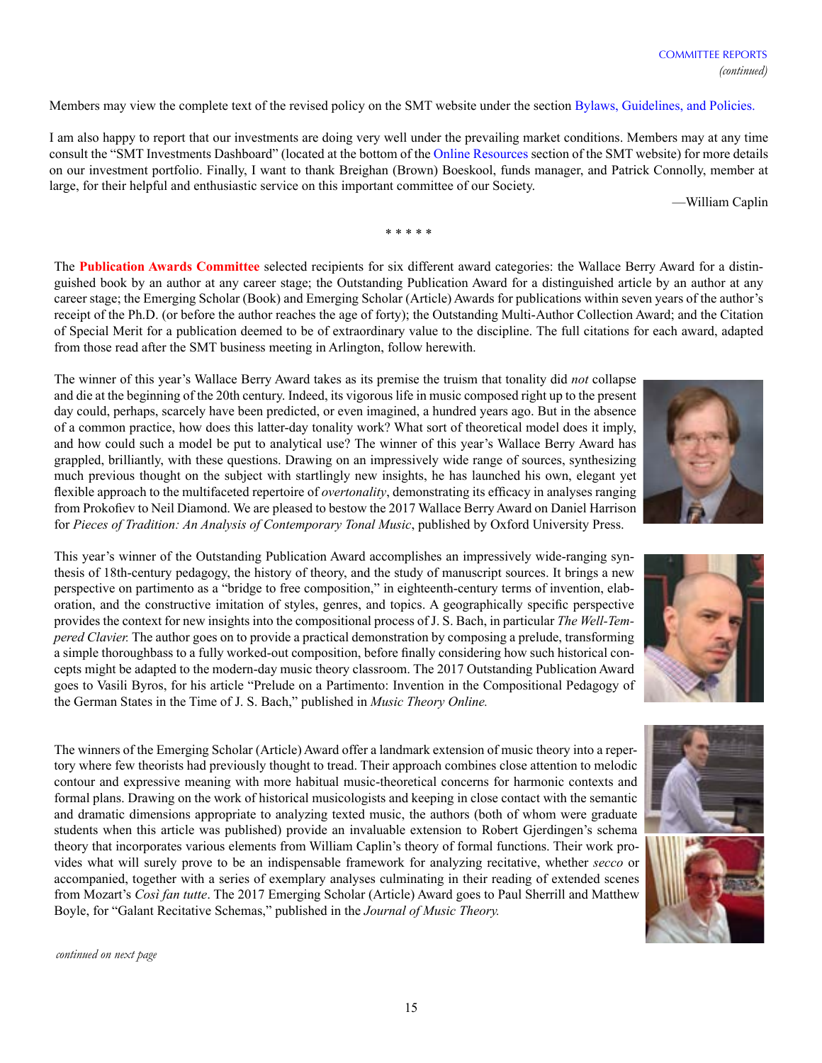Members may view the complete text of the revised policy on the SMT website under the section Bylaws, Guidelines, and Policies.

I am also happy to report that our investments are doing very well under the prevailing market conditions. Members may at any time consult the "SMT Investments Dashboard" (located at the bottom of the Online Resources section of the SMT website) for more details on our investment portfolio. Finally, I want to thank Breighan (Brown) Boeskool, funds manager, and Patrick Connolly, member at large, for their helpful and enthusiastic service on this important committee of our Society.

—William Caplin

\* \* \* \* \*

The **Publication Awards Committee** selected recipients for six different award categories: the Wallace Berry Award for a distinguished book by an author at any career stage; the Outstanding Publication Award for a distinguished article by an author at any career stage; the Emerging Scholar (Book) and Emerging Scholar (Article) Awards for publications within seven years of the author's receipt of the Ph.D. (or before the author reaches the age of forty); the Outstanding Multi-Author Collection Award; and the Citation of Special Merit for a publication deemed to be of extraordinary value to the discipline. The full citations for each award, adapted from those read after the SMT business meeting in Arlington, follow herewith.

The winner of this year's Wallace Berry Award takes as its premise the truism that tonality did *not* collapse and die at the beginning of the 20th century. Indeed, its vigorous life in music composed right up to the present day could, perhaps, scarcely have been predicted, or even imagined, a hundred years ago. But in the absence of a common practice, how does this latter-day tonality work? What sort of theoretical model does it imply, and how could such a model be put to analytical use? The winner of this year's Wallace Berry Award has grappled, brilliantly, with these questions. Drawing on an impressively wide range of sources, synthesizing much previous thought on the subject with startlingly new insights, he has launched his own, elegant yet flexible approach to the multifaceted repertoire of *overtonality*, demonstrating its efficacy in analyses ranging from Prokofiev to Neil Diamond. We are pleased to bestow the 2017 Wallace Berry Award on Daniel Harrison for *Pieces of Tradition: An Analysis of Contemporary Tonal Music*, published by Oxford University Press.

This year's winner of the Outstanding Publication Award accomplishes an impressively wide-ranging synthesis of 18th-century pedagogy, the history of theory, and the study of manuscript sources. It brings a new perspective on partimento as a "bridge to free composition," in eighteenth-century terms of invention, elaboration, and the constructive imitation of styles, genres, and topics. A geographically specific perspective provides the context for new insights into the compositional process of J. S. Bach, in particular *The Well-Tempered Clavier.* The author goes on to provide a practical demonstration by composing a prelude, transforming a simple thoroughbass to a fully worked-out composition, before finally considering how such historical concepts might be adapted to the modern-day music theory classroom. The 2017 Outstanding Publication Award goes to Vasili Byros, for his article "Prelude on a Partimento: Invention in the Compositional Pedagogy of the German States in the Time of J. S. Bach," published in *Music Theory Online.*

The winners of the Emerging Scholar (Article) Award offer a landmark extension of music theory into a repertory where few theorists had previously thought to tread. Their approach combines close attention to melodic contour and expressive meaning with more habitual music-theoretical concerns for harmonic contexts and formal plans. Drawing on the work of historical musicologists and keeping in close contact with the semantic and dramatic dimensions appropriate to analyzing texted music, the authors (both of whom were graduate students when this article was published) provide an invaluable extension to Robert Gjerdingen's schema theory that incorporates various elements from William Caplin's theory of formal functions. Their work provides what will surely prove to be an indispensable framework for analyzing recitative, whether *secco* or accompanied, together with a series of exemplary analyses culminating in their reading of extended scenes from Mozart's *Così fan tutte*. The 2017 Emerging Scholar (Article) Award goes to Paul Sherrill and Matthew Boyle, for "Galant Recitative Schemas," published in the *Journal of Music Theory.*

*continued on next page*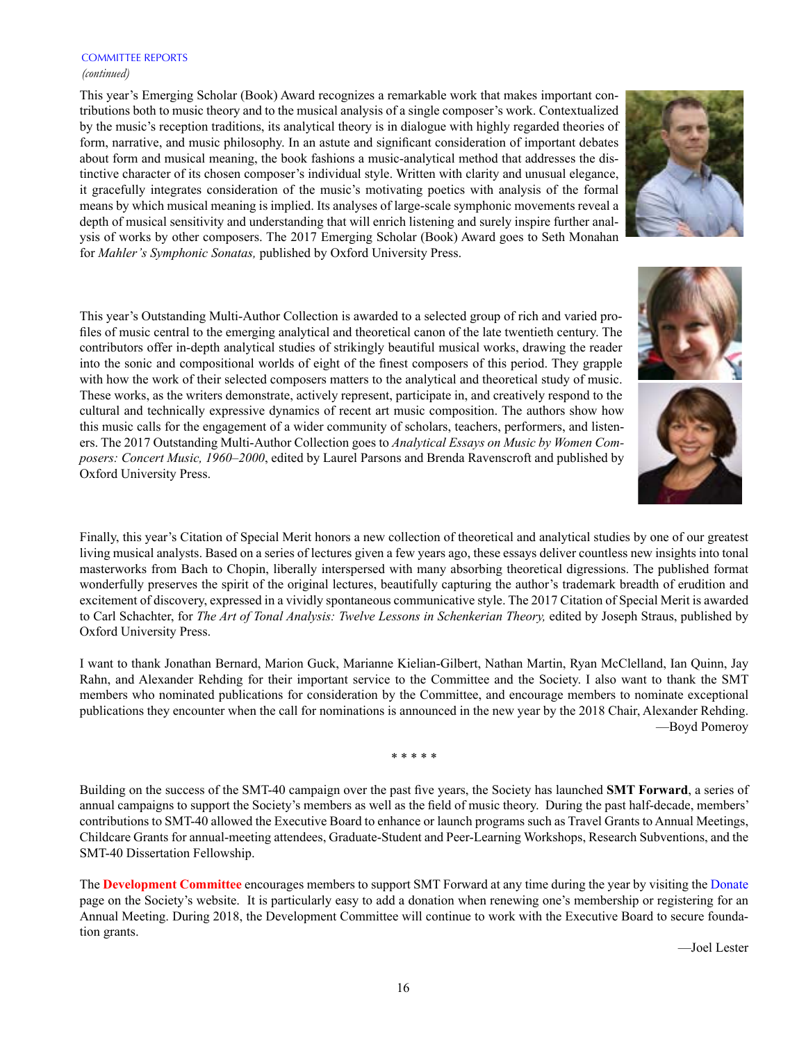COMMITTEE REPORTS
*(continued)*

This year's Emerging Scholar (Book) Award recognizes a remarkable work that makes important contributions both to music theory and to the musical analysis of a single composer's work. Contextualized by the music's reception traditions, its analytical theory is in dialogue with highly regarded theories of form, narrative, and music philosophy. In an astute and significant consideration of important debates about form and musical meaning, the book fashions a music-analytical method that addresses the distinctive character of its chosen composer's individual style. Written with clarity and unusual elegance, it gracefully integrates consideration of the music's motivating poetics with analysis of the formal means by which musical meaning is implied. Its analyses of large-scale symphonic movements reveal a depth of musical sensitivity and understanding that will enrich listening and surely inspire further analysis of works by other composers. The 2017 Emerging Scholar (Book) Award goes to Seth Monahan for *Mahler's Symphonic Sonatas,* published by Oxford University Press.

This year's Outstanding Multi-Author Collection is awarded to a selected group of rich and varied profiles of music central to the emerging analytical and theoretical canon of the late twentieth century. The contributors offer in-depth analytical studies of strikingly beautiful musical works, drawing the reader into the sonic and compositional worlds of eight of the finest composers of this period. They grapple with how the work of their selected composers matters to the analytical and theoretical study of music. These works, as the writers demonstrate, actively represent, participate in, and creatively respond to the cultural and technically expressive dynamics of recent art music composition. The authors show how this music calls for the engagement of a wider community of scholars, teachers, performers, and listeners. The 2017 Outstanding Multi-Author Collection goes to *Analytical Essays on Music by Women Composers: Concert Music, 1960–2000*, edited by Laurel Parsons and Brenda Ravenscroft and published by Oxford University Press.

Finally, this year's Citation of Special Merit honors a new collection of theoretical and analytical studies by one of our greatest living musical analysts. Based on a series of lectures given a few years ago, these essays deliver countless new insights into tonal masterworks from Bach to Chopin, liberally interspersed with many absorbing theoretical digressions. The published format wonderfully preserves the spirit of the original lectures, beautifully capturing the author's trademark breadth of erudition and excitement of discovery, expressed in a vividly spontaneous communicative style. The 2017 Citation of Special Merit is awarded to Carl Schachter, for *The Art of Tonal Analysis: Twelve Lessons in Schenkerian Theory,* edited by Joseph Straus, published by Oxford University Press.

I want to thank Jonathan Bernard, Marion Guck, Marianne Kielian-Gilbert, Nathan Martin, Ryan McClelland, Ian Quinn, Jay Rahn, and Alexander Rehding for their important service to the Committee and the Society. I also want to thank the SMT members who nominated publications for consideration by the Committee, and encourage members to nominate exceptional publications they encounter when the call for nominations is announced in the new year by the 2018 Chair, Alexander Rehding.

—Boyd Pomeroy

\* \* \* \* \*

Building on the success of the SMT-40 campaign over the past five years, the Society has launched **SMT Forward**, a series of annual campaigns to support the Society's members as well as the field of music theory. During the past half-decade, members' contributions to SMT-40 allowed the Executive Board to enhance or launch programs such as Travel Grants to Annual Meetings, Childcare Grants for annual-meeting attendees, Graduate-Student and Peer-Learning Workshops, Research Subventions, and the SMT-40 Dissertation Fellowship.

The **Development Committee** encourages members to support SMT Forward at any time during the year by visiting the Donate page on the Society's website. It is particularly easy to add a donation when renewing one's membership or registering for an Annual Meeting. During 2018, the Development Committee will continue to work with the Executive Board to secure foundation grants.

—Joel Lester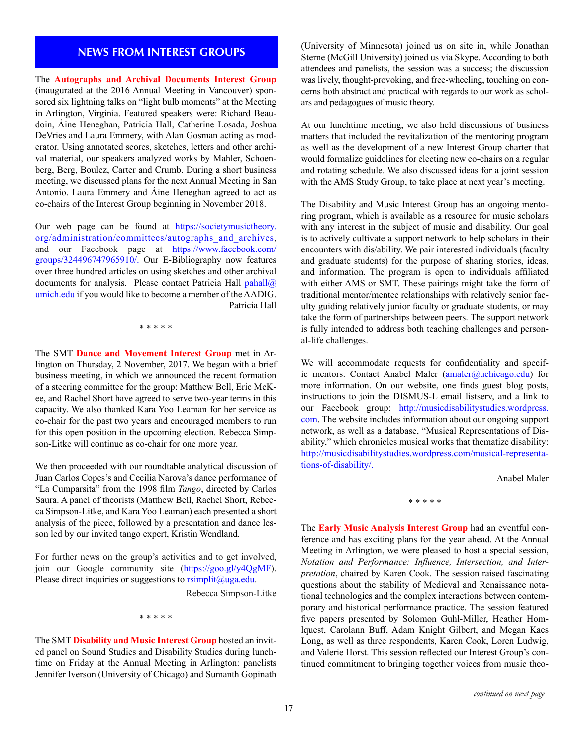## NEWS FROM INTEREST GROUPS

The **Autographs and Archival Documents Interest Group** (inaugurated at the 2016 Annual Meeting in Vancouver) sponsored six lightning talks on "light bulb moments" at the Meeting in Arlington, Virginia. Featured speakers were: Richard Beaudoin, Áine Heneghan, Patricia Hall, Catherine Losada, Joshua DeVries and Laura Emmery, with Alan Gosman acting as moderator. Using annotated scores, sketches, letters and other archival material, our speakers analyzed works by Mahler, Schoenberg, Berg, Boulez, Carter and Crumb. During a short business meeting, we discussed plans for the next Annual Meeting in San Antonio. Laura Emmery and Áine Heneghan agreed to act as co-chairs of the Interest Group beginning in November 2018.

Our web page can be found at https://societymusictheory.org/administration/committees/autographs_and_archives, and our Facebook page at https://www.facebook.com/groups/324496747965910/. Our E-Bibliography now features over three hundred articles on using sketches and other archival documents for analysis. Please contact Patricia Hall pahall@umich.edu if you would like to become a member of the AADIG.

—Patricia Hall

\* \* \* \* \*

The SMT **Dance and Movement Interest Group** met in Arlington on Thursday, 2 November, 2017. We began with a brief business meeting, in which we announced the recent formation of a steering committee for the group: Matthew Bell, Eric McKee, and Rachel Short have agreed to serve two-year terms in this capacity. We also thanked Kara Yoo Leaman for her service as co-chair for the past two years and encouraged members to run for this open position in the upcoming election. Rebecca Simpson-Litke will continue as co-chair for one more year.

We then proceeded with our roundtable analytical discussion of Juan Carlos Copes's and Cecilia Narova's dance performance of "La Cumparsita" from the 1998 film *Tango*, directed by Carlos Saura. A panel of theorists (Matthew Bell, Rachel Short, Rebecca Simpson-Litke, and Kara Yoo Leaman) each presented a short analysis of the piece, followed by a presentation and dance lesson led by our invited tango expert, Kristin Wendland.

For further news on the group's activities and to get involved, join our Google community site (https://goo.gl/y4QgMF). Please direct inquiries or suggestions to rsimplit@uga.edu.

—Rebecca Simpson-Litke

\* \* \* \* \*

The SMT **Disability and Music Interest Group** hosted an invited panel on Sound Studies and Disability Studies during lunchtime on Friday at the Annual Meeting in Arlington: panelists Jennifer Iverson (University of Chicago) and Sumanth Gopinath (University of Minnesota) joined us on site in, while Jonathan Sterne (McGill University) joined us via Skype. According to both attendees and panelists, the session was a success; the discussion was lively, thought-provoking, and free-wheeling, touching on concerns both abstract and practical with regards to our work as scholars and pedagogues of music theory.

At our lunchtime meeting, we also held discussions of business matters that included the revitalization of the mentoring program as well as the development of a new Interest Group charter that would formalize guidelines for electing new co-chairs on a regular and rotating schedule. We also discussed ideas for a joint session with the AMS Study Group, to take place at next year's meeting.

The Disability and Music Interest Group has an ongoing mentoring program, which is available as a resource for music scholars with any interest in the subject of music and disability. Our goal is to actively cultivate a support network to help scholars in their encounters with dis/ability. We pair interested individuals (faculty and graduate students) for the purpose of sharing stories, ideas, and information. The program is open to individuals affiliated with either AMS or SMT. These pairings might take the form of traditional mentor/mentee relationships with relatively senior faculty guiding relatively junior faculty or graduate students, or may take the form of partnerships between peers. The support network is fully intended to address both teaching challenges and personal-life challenges.

We will accommodate requests for confidentiality and specific mentors. Contact Anabel Maler (amaler@uchicago.edu) for more information. On our website, one finds guest blog posts, instructions to join the DISMUS-L email listserv, and a link to our Facebook group: http://musicdisabilitystudies.wordpress.com. The website includes information about our ongoing support network, as well as a database, "Musical Representations of Disability," which chronicles musical works that thematize disability: http://musicdisabilitystudies.wordpress.com/musical-representations-of-disability/.

—Anabel Maler

\* \* \* \* \*

The **Early Music Analysis Interest Group** had an eventful conference and has exciting plans for the year ahead. At the Annual Meeting in Arlington, we were pleased to host a special session, *Notation and Performance: Influence, Intersection, and Interpretation*, chaired by Karen Cook. The session raised fascinating questions about the stability of Medieval and Renaissance notational technologies and the complex interactions between contemporary and historical performance practice. The session featured five papers presented by Solomon Guhl-Miller, Heather Holmquest, Carolann Buff, Adam Knight Gilbert, and Megan Kaes Long, as well as three respondents, Karen Cook, Loren Ludwig, and Valerie Horst. This session reflected our Interest Group's continued commitment to bringing together voices from music theo-

*continued on next page*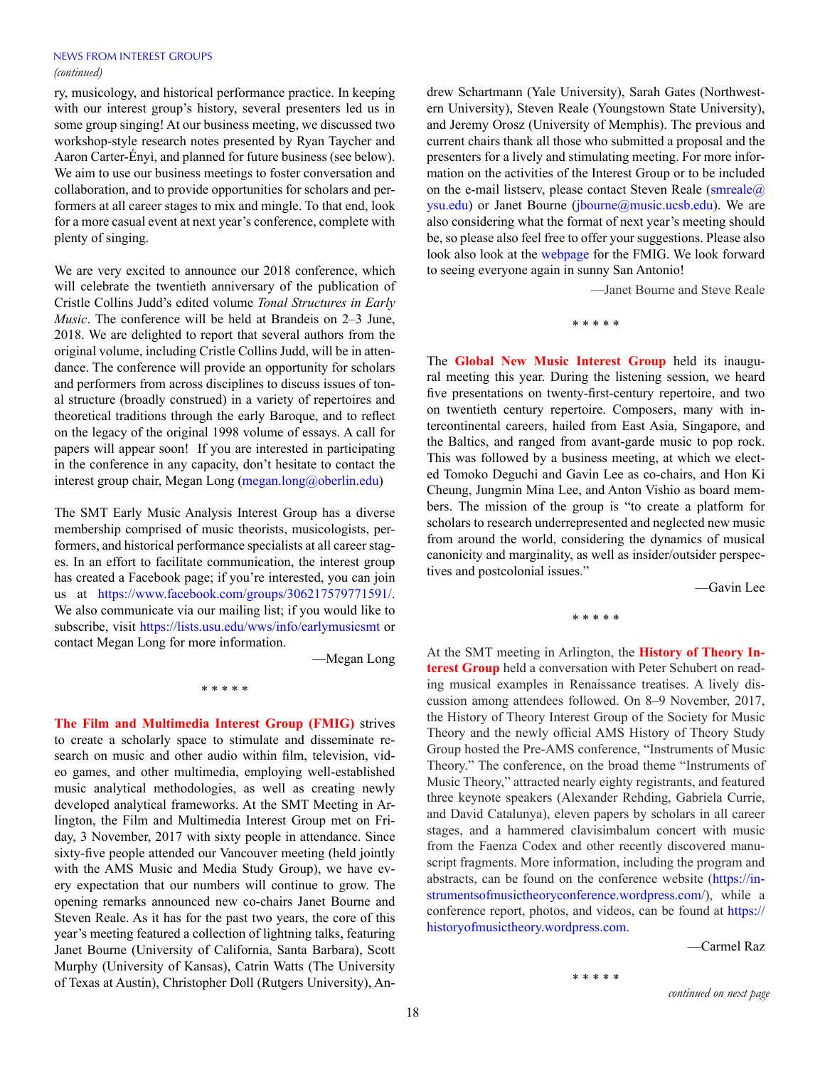ry, musicology, and historical performance practice. In keeping with our interest group's history, several presenters led us in some group singing! At our business meeting, we discussed two workshop-style research notes presented by Ryan Taycher and Aaron Carter-Ényì, and planned for future business (see below). We aim to use our business meetings to foster conversation and collaboration, and to provide opportunities for scholars and performers at all career stages to mix and mingle. To that end, look for a more casual event at next year's conference, complete with plenty of singing.

We are very excited to announce our 2018 conference, which will celebrate the twentieth anniversary of the publication of Cristle Collins Judd's edited volume *Tonal Structures in Early Music*. The conference will be held at Brandeis on 2–3 June, 2018. We are delighted to report that several authors from the original volume, including Cristle Collins Judd, will be in attendance. The conference will provide an opportunity for scholars and performers from across disciplines to discuss issues of tonal structure (broadly construed) in a variety of repertoires and theoretical traditions through the early Baroque, and to reflect on the legacy of the original 1998 volume of essays. A call for papers will appear soon! If you are interested in participating in the conference in any capacity, don't hesitate to contact the interest group chair, Megan Long (megan.long@oberlin.edu)

The SMT Early Music Analysis Interest Group has a diverse membership comprised of music theorists, musicologists, performers, and historical performance specialists at all career stages. In an effort to facilitate communication, the interest group has created a Facebook page; if you're interested, you can join us at https://www.facebook.com/groups/306217579771591/. We also communicate via our mailing list; if you would like to subscribe, visit https://lists.usu.edu/wws/info/earlymusicsmt or contact Megan Long for more information.

—Megan Long

* * * * *

**The Film and Multimedia Interest Group (FMIG)** strives to create a scholarly space to stimulate and disseminate research on music and other audio within film, television, video games, and other multimedia, employing well-established music analytical methodologies, as well as creating newly developed analytical frameworks. At the SMT Meeting in Arlington, the Film and Multimedia Interest Group met on Friday, 3 November, 2017 with sixty people in attendance. Since sixty-five people attended our Vancouver meeting (held jointly with the AMS Music and Media Study Group), we have every expectation that our numbers will continue to grow. The opening remarks announced new co-chairs Janet Bourne and Steven Reale. As it has for the past two years, the core of this year's meeting featured a collection of lightning talks, featuring Janet Bourne (University of California, Santa Barbara), Scott Murphy (University of Kansas), Catrin Watts (The University of Texas at Austin), Christopher Doll (Rutgers University), Andrew Schartmann (Yale University), Sarah Gates (Northwestern University), Steven Reale (Youngstown State University), and Jeremy Orosz (University of Memphis). The previous and current chairs thank all those who submitted a proposal and the presenters for a lively and stimulating meeting. For more information on the activities of the Interest Group or to be included on the e-mail listserv, please contact Steven Reale (smreale@ysu.edu) or Janet Bourne (jbourne@music.ucsb.edu). We are also considering what the format of next year's meeting should be, so please also feel free to offer your suggestions. Please also look also look at the webpage for the FMIG. We look forward to seeing everyone again in sunny San Antonio!

—Janet Bourne and Steve Reale

* * * * *

The **Global New Music Interest Group** held its inaugural meeting this year. During the listening session, we heard five presentations on twenty-first-century repertoire, and two on twentieth century repertoire. Composers, many with intercontinental careers, hailed from East Asia, Singapore, and the Baltics, and ranged from avant-garde music to pop rock. This was followed by a business meeting, at which we elected Tomoko Deguchi and Gavin Lee as co-chairs, and Hon Ki Cheung, Jungmin Mina Lee, and Anton Vishio as board members. The mission of the group is "to create a platform for scholars to research underrepresented and neglected new music from around the world, considering the dynamics of musical canonicity and marginality, as well as insider/outsider perspectives and postcolonial issues."

—Gavin Lee

* * * * *

At the SMT meeting in Arlington, the **History of Theory Interest Group** held a conversation with Peter Schubert on reading musical examples in Renaissance treatises. A lively discussion among attendees followed. On 8–9 November, 2017, the History of Theory Interest Group of the Society for Music Theory and the newly official AMS History of Theory Study Group hosted the Pre-AMS conference, "Instruments of Music Theory." The conference, on the broad theme "Instruments of Music Theory," attracted nearly eighty registrants, and featured three keynote speakers (Alexander Rehding, Gabriela Currie, and David Catalunya), eleven papers by scholars in all career stages, and a hammered clavisimbalum concert with music from the Faenza Codex and other recently discovered manuscript fragments. More information, including the program and abstracts, can be found on the conference website (https://instrumentsofmusictheoryconference.wordpress.com/), while a conference report, photos, and videos, can be found at https://historyofmusictheory.wordpress.com.

—Carmel Raz

* * * * *

*continued on next page*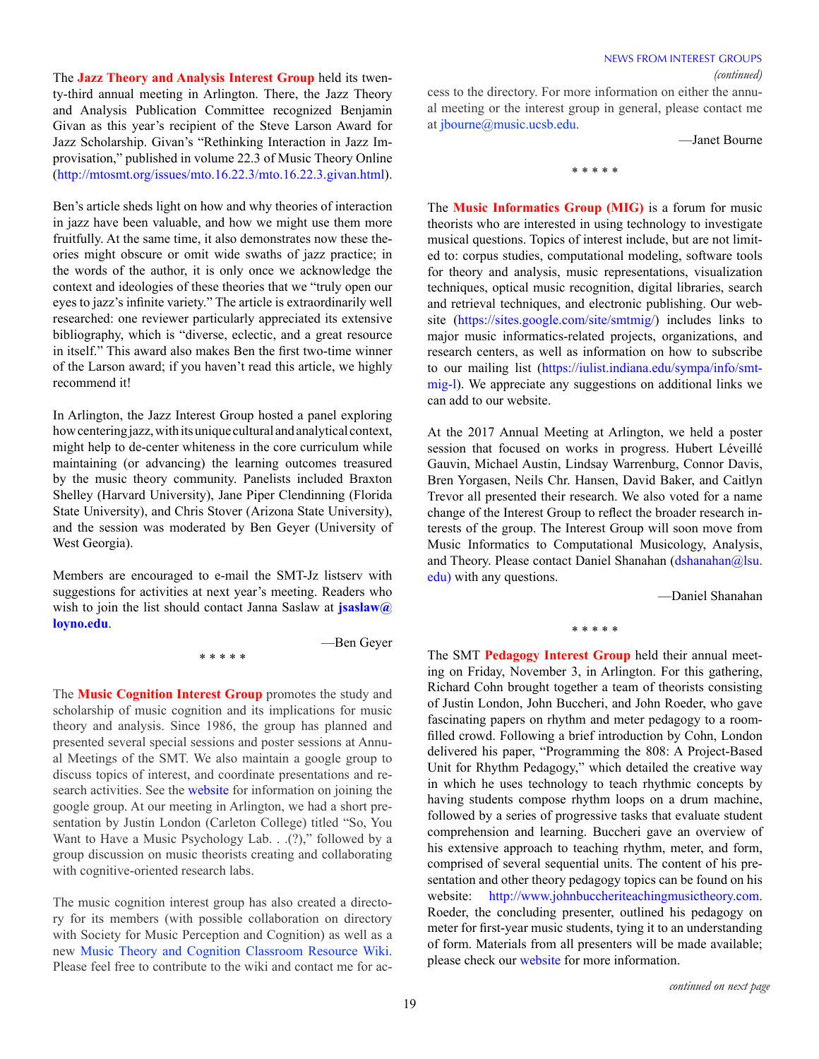The **Jazz Theory and Analysis Interest Group** held its twenty-third annual meeting in Arlington. There, the Jazz Theory and Analysis Publication Committee recognized Benjamin Givan as this year's recipient of the Steve Larson Award for Jazz Scholarship. Givan's "Rethinking Interaction in Jazz Improvisation," published in volume 22.3 of Music Theory Online (http://mtosmt.org/issues/mto.16.22.3/mto.16.22.3.givan.html).

Ben's article sheds light on how and why theories of interaction in jazz have been valuable, and how we might use them more fruitfully. At the same time, it also demonstrates now these theories might obscure or omit wide swaths of jazz practice; in the words of the author, it is only once we acknowledge the context and ideologies of these theories that we "truly open our eyes to jazz's infinite variety." The article is extraordinarily well researched: one reviewer particularly appreciated its extensive bibliography, which is "diverse, eclectic, and a great resource in itself." This award also makes Ben the first two-time winner of the Larson award; if you haven't read this article, we highly recommend it!

In Arlington, the Jazz Interest Group hosted a panel exploring how centering jazz, with its unique cultural and analytical context, might help to de-center whiteness in the core curriculum while maintaining (or advancing) the learning outcomes treasured by the music theory community. Panelists included Braxton Shelley (Harvard University), Jane Piper Clendinning (Florida State University), and Chris Stover (Arizona State University), and the session was moderated by Ben Geyer (University of West Georgia).

Members are encouraged to e-mail the SMT-Jz listserv with suggestions for activities at next year's meeting. Readers who wish to join the list should contact Janna Saslaw at **jsaslaw@loyno.edu**.

—Ben Geyer

\* \* \* \* \*

The **Music Cognition Interest Group** promotes the study and scholarship of music cognition and its implications for music theory and analysis. Since 1986, the group has planned and presented several special sessions and poster sessions at Annual Meetings of the SMT. We also maintain a google group to discuss topics of interest, and coordinate presentations and research activities. See the website for information on joining the google group. At our meeting in Arlington, we had a short presentation by Justin London (Carleton College) titled "So, You Want to Have a Music Psychology Lab. . .(?)," followed by a group discussion on music theorists creating and collaborating with cognitive-oriented research labs.

The music cognition interest group has also created a directory for its members (with possible collaboration on directory with Society for Music Perception and Cognition) as well as a new Music Theory and Cognition Classroom Resource Wiki. Please feel free to contribute to the wiki and contact me for access to the directory. For more information on either the annual meeting or the interest group in general, please contact me at jbourne@music.ucsb.edu.

—Janet Bourne

\* \* \* \* \*

The **Music Informatics Group (MIG)** is a forum for music theorists who are interested in using technology to investigate musical questions. Topics of interest include, but are not limited to: corpus studies, computational modeling, software tools for theory and analysis, music representations, visualization techniques, optical music recognition, digital libraries, search and retrieval techniques, and electronic publishing. Our website (https://sites.google.com/site/smtmig/) includes links to major music informatics-related projects, organizations, and research centers, as well as information on how to subscribe to our mailing list (https://iulist.indiana.edu/sympa/info/smt-mig-l). We appreciate any suggestions on additional links we can add to our website.

At the 2017 Annual Meeting at Arlington, we held a poster session that focused on works in progress. Hubert Léveillé Gauvin, Michael Austin, Lindsay Warrenburg, Connor Davis, Bren Yorgasen, Neils Chr. Hansen, David Baker, and Caitlyn Trevor all presented their research. We also voted for a name change of the Interest Group to reflect the broader research interests of the group. The Interest Group will soon move from Music Informatics to Computational Musicology, Analysis, and Theory. Please contact Daniel Shanahan (dshanahan@lsu.edu) with any questions.

—Daniel Shanahan

\* \* \* \* \*

The SMT **Pedagogy Interest Group** held their annual meeting on Friday, November 3, in Arlington. For this gathering, Richard Cohn brought together a team of theorists consisting of Justin London, John Buccheri, and John Roeder, who gave fascinating papers on rhythm and meter pedagogy to a room-filled crowd. Following a brief introduction by Cohn, London delivered his paper, "Programming the 808: A Project-Based Unit for Rhythm Pedagogy," which detailed the creative way in which he uses technology to teach rhythmic concepts by having students compose rhythm loops on a drum machine, followed by a series of progressive tasks that evaluate student comprehension and learning. Buccheri gave an overview of his extensive approach to teaching rhythm, meter, and form, comprised of several sequential units. The content of his presentation and other theory pedagogy topics can be found on his website: http://www.johnbuccheriteachingmusictheory.com. Roeder, the concluding presenter, outlined his pedagogy on meter for first-year music students, tying it to an understanding of form. Materials from all presenters will be made available; please check our website for more information.

*continued on next page*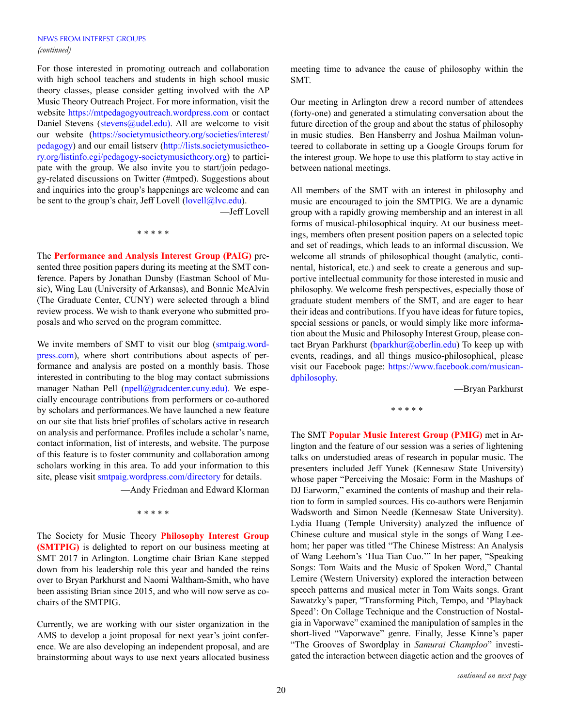NEWS FROM INTEREST GROUPS
*(continued)*

For those interested in promoting outreach and collaboration with high school teachers and students in high school music theory classes, please consider getting involved with the AP Music Theory Outreach Project. For more information, visit the website https://mtpedagogyoutreach.wordpress.com or contact Daniel Stevens (stevens@udel.edu). All are welcome to visit our website (https://societymusictheory.org/societies/interest/pedagogy) and our email listserv (http://lists.societymusictheory.org/listinfo.cgi/pedagogy-societymusictheory.org) to participate with the group. We also invite you to start/join pedagogy-related discussions on Twitter (#mtped). Suggestions about and inquiries into the group's happenings are welcome and can be sent to the group's chair, Jeff Lovell (lovell@lvc.edu).

—Jeff Lovell

\* \* \* \* \*

The **Performance and Analysis Interest Group (PAIG)** presented three position papers during its meeting at the SMT conference. Papers by Jonathan Dunsby (Eastman School of Music), Wing Lau (University of Arkansas), and Bonnie McAlvin (The Graduate Center, CUNY) were selected through a blind review process. We wish to thank everyone who submitted proposals and who served on the program committee.

We invite members of SMT to visit our blog (smtpaig.wordpress.com), where short contributions about aspects of performance and analysis are posted on a monthly basis. Those interested in contributing to the blog may contact submissions manager Nathan Pell (npell@gradcenter.cuny.edu). We especially encourage contributions from performers or co-authored by scholars and performances.We have launched a new feature on our site that lists brief profiles of scholars active in research on analysis and performance. Profiles include a scholar's name, contact information, list of interests, and website. The purpose of this feature is to foster community and collaboration among scholars working in this area. To add your information to this site, please visit smtpaig.wordpress.com/directory for details.

—Andy Friedman and Edward Klorman

\* \* \* \* \*

The Society for Music Theory **Philosophy Interest Group (SMTPIG)** is delighted to report on our business meeting at SMT 2017 in Arlington. Longtime chair Brian Kane stepped down from his leadership role this year and handed the reins over to Bryan Parkhurst and Naomi Waltham-Smith, who have been assisting Brian since 2015, and who will now serve as co-chairs of the SMTPIG.

Currently, we are working with our sister organization in the AMS to develop a joint proposal for next year's joint conference. We are also developing an independent proposal, and are brainstorming about ways to use next years allocated business meeting time to advance the cause of philosophy within the SMT.

Our meeting in Arlington drew a record number of attendees (forty-one) and generated a stimulating conversation about the future direction of the group and about the status of philosophy in music studies. Ben Hansberry and Joshua Mailman volunteered to collaborate in setting up a Google Groups forum for the interest group. We hope to use this platform to stay active in between national meetings.

All members of the SMT with an interest in philosophy and music are encouraged to join the SMTPIG. We are a dynamic group with a rapidly growing membership and an interest in all forms of musical-philosophical inquiry. At our business meetings, members often present position papers on a selected topic and set of readings, which leads to an informal discussion. We welcome all strands of philosophical thought (analytic, continental, historical, etc.) and seek to create a generous and supportive intellectual community for those interested in music and philosophy. We welcome fresh perspectives, especially those of graduate student members of the SMT, and are eager to hear their ideas and contributions. If you have ideas for future topics, special sessions or panels, or would simply like more information about the Music and Philosophy Interest Group, please contact Bryan Parkhurst (bparkhur@oberlin.edu) To keep up with events, readings, and all things musico-philosophical, please visit our Facebook page: https://www.facebook.com/musicandphilosophy.

—Bryan Parkhurst

\* \* \* \* \*

The SMT **Popular Music Interest Group (PMIG)** met in Arlington and the feature of our session was a series of lightening talks on understudied areas of research in popular music. The presenters included Jeff Yunek (Kennesaw State University) whose paper "Perceiving the Mosaic: Form in the Mashups of DJ Earworm," examined the contents of mashup and their relation to form in sampled sources. His co-authors were Benjamin Wadsworth and Simon Needle (Kennesaw State University). Lydia Huang (Temple University) analyzed the influence of Chinese culture and musical style in the songs of Wang Leehom; her paper was titled "The Chinese Mistress: An Analysis of Wang Leehom's 'Hua Tian Cuo.'" In her paper, "Speaking Songs: Tom Waits and the Music of Spoken Word," Chantal Lemire (Western University) explored the interaction between speech patterns and musical meter in Tom Waits songs. Grant Sawatzky's paper, "Transforming Pitch, Tempo, and 'Playback Speed': On Collage Technique and the Construction of Nostalgia in Vaporwave" examined the manipulation of samples in the short-lived "Vaporwave" genre. Finally, Jesse Kinne's paper "The Grooves of Swordplay in *Samurai Champloo*" investigated the interaction between diagetic action and the grooves of

*continued on next page*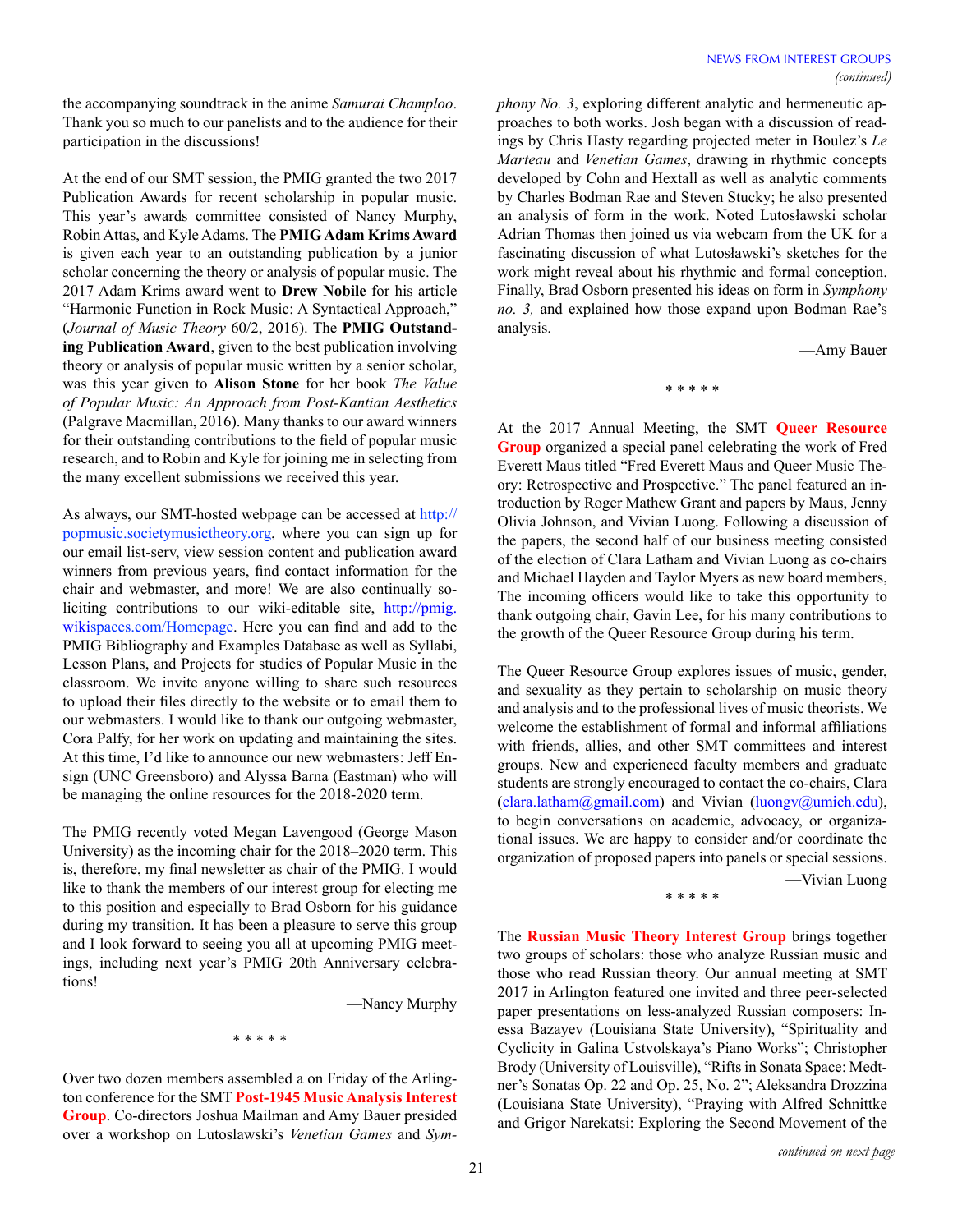the accompanying soundtrack in the anime *Samurai Champloo*. Thank you so much to our panelists and to the audience for their participation in the discussions!

At the end of our SMT session, the PMIG granted the two 2017 Publication Awards for recent scholarship in popular music. This year's awards committee consisted of Nancy Murphy, Robin Attas, and Kyle Adams. The **PMIG Adam Krims Award** is given each year to an outstanding publication by a junior scholar concerning the theory or analysis of popular music. The 2017 Adam Krims award went to **Drew Nobile** for his article "Harmonic Function in Rock Music: A Syntactical Approach," (*Journal of Music Theory* 60/2, 2016). The **PMIG Outstanding Publication Award**, given to the best publication involving theory or analysis of popular music written by a senior scholar, was this year given to **Alison Stone** for her book *The Value of Popular Music: An Approach from Post-Kantian Aesthetics* (Palgrave Macmillan, 2016). Many thanks to our award winners for their outstanding contributions to the field of popular music research, and to Robin and Kyle for joining me in selecting from the many excellent submissions we received this year.

As always, our SMT-hosted webpage can be accessed at http://popmusic.societymusictheory.org, where you can sign up for our email list-serv, view session content and publication award winners from previous years, find contact information for the chair and webmaster, and more! We are also continually soliciting contributions to our wiki-editable site, http://pmig.wikispaces.com/Homepage. Here you can find and add to the PMIG Bibliography and Examples Database as well as Syllabi, Lesson Plans, and Projects for studies of Popular Music in the classroom. We invite anyone willing to share such resources to upload their files directly to the website or to email them to our webmasters. I would like to thank our outgoing webmaster, Cora Palfy, for her work on updating and maintaining the sites. At this time, I'd like to announce our new webmasters: Jeff Ensign (UNC Greensboro) and Alyssa Barna (Eastman) who will be managing the online resources for the 2018-2020 term.

The PMIG recently voted Megan Lavengood (George Mason University) as the incoming chair for the 2018–2020 term. This is, therefore, my final newsletter as chair of the PMIG. I would like to thank the members of our interest group for electing me to this position and especially to Brad Osborn for his guidance during my transition. It has been a pleasure to serve this group and I look forward to seeing you all at upcoming PMIG meetings, including next year's PMIG 20th Anniversary celebrations!

—Nancy Murphy

\* \* \* \* \*

Over two dozen members assembled a on Friday of the Arlington conference for the SMT **Post-1945 Music Analysis Interest Group**. Co-directors Joshua Mailman and Amy Bauer presided over a workshop on Lutoslawski's *Venetian Games* and *Symphony No. 3*, exploring different analytic and hermeneutic approaches to both works. Josh began with a discussion of readings by Chris Hasty regarding projected meter in Boulez's *Le Marteau* and *Venetian Games*, drawing in rhythmic concepts developed by Cohn and Hextall as well as analytic comments by Charles Bodman Rae and Steven Stucky; he also presented an analysis of form in the work. Noted Lutosławski scholar Adrian Thomas then joined us via webcam from the UK for a fascinating discussion of what Lutosławski's sketches for the work might reveal about his rhythmic and formal conception. Finally, Brad Osborn presented his ideas on form in *Symphony no. 3,* and explained how those expand upon Bodman Rae's analysis.

—Amy Bauer

\* \* \* \* \*

At the 2017 Annual Meeting, the SMT **Queer Resource Group** organized a special panel celebrating the work of Fred Everett Maus titled "Fred Everett Maus and Queer Music Theory: Retrospective and Prospective." The panel featured an introduction by Roger Mathew Grant and papers by Maus, Jenny Olivia Johnson, and Vivian Luong. Following a discussion of the papers, the second half of our business meeting consisted of the election of Clara Latham and Vivian Luong as co-chairs and Michael Hayden and Taylor Myers as new board members, The incoming officers would like to take this opportunity to thank outgoing chair, Gavin Lee, for his many contributions to the growth of the Queer Resource Group during his term.

The Queer Resource Group explores issues of music, gender, and sexuality as they pertain to scholarship on music theory and analysis and to the professional lives of music theorists. We welcome the establishment of formal and informal affiliations with friends, allies, and other SMT committees and interest groups. New and experienced faculty members and graduate students are strongly encouraged to contact the co-chairs, Clara (clara.latham@gmail.com) and Vivian (luongv@umich.edu), to begin conversations on academic, advocacy, or organizational issues. We are happy to consider and/or coordinate the organization of proposed papers into panels or special sessions.

—Vivian Luong

\* \* \* \* \*

The **Russian Music Theory Interest Group** brings together two groups of scholars: those who analyze Russian music and those who read Russian theory. Our annual meeting at SMT 2017 in Arlington featured one invited and three peer-selected paper presentations on less-analyzed Russian composers: Inessa Bazayev (Louisiana State University), "Spirituality and Cyclicity in Galina Ustvolskaya's Piano Works"; Christopher Brody (University of Louisville), "Rifts in Sonata Space: Medtner's Sonatas Op. 22 and Op. 25, No. 2"; Aleksandra Drozzina (Louisiana State University), "Praying with Alfred Schnittke and Grigor Narekatsi: Exploring the Second Movement of the

*continued on next page*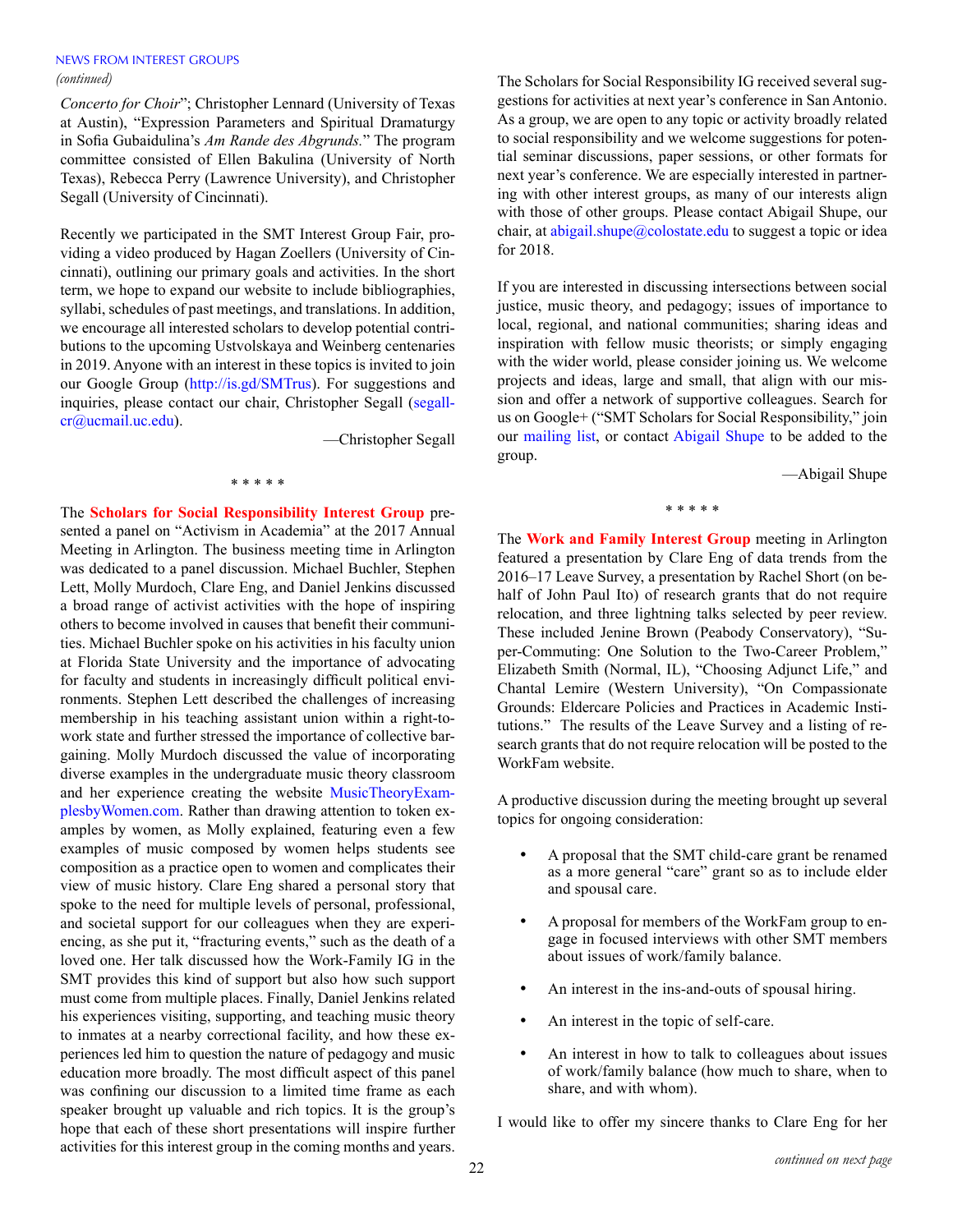NEWS FROM INTEREST GROUPS
*(continued)*

*Concerto for Choir*"; Christopher Lennard (University of Texas at Austin), "Expression Parameters and Spiritual Dramaturgy in Sofia Gubaidulina's *Am Rande des Abgrunds*." The program committee consisted of Ellen Bakulina (University of North Texas), Rebecca Perry (Lawrence University), and Christopher Segall (University of Cincinnati).

Recently we participated in the SMT Interest Group Fair, providing a video produced by Hagan Zoellers (University of Cincinnati), outlining our primary goals and activities. In the short term, we hope to expand our website to include bibliographies, syllabi, schedules of past meetings, and translations. In addition, we encourage all interested scholars to develop potential contributions to the upcoming Ustvolskaya and Weinberg centenaries in 2019. Anyone with an interest in these topics is invited to join our Google Group (http://is.gd/SMTrus). For suggestions and inquiries, please contact our chair, Christopher Segall (segallcr@ucmail.uc.edu).

—Christopher Segall

\* \* \* \* \*

The **Scholars for Social Responsibility Interest Group** presented a panel on "Activism in Academia" at the 2017 Annual Meeting in Arlington. The business meeting time in Arlington was dedicated to a panel discussion. Michael Buchler, Stephen Lett, Molly Murdoch, Clare Eng, and Daniel Jenkins discussed a broad range of activist activities with the hope of inspiring others to become involved in causes that benefit their communities. Michael Buchler spoke on his activities in his faculty union at Florida State University and the importance of advocating for faculty and students in increasingly difficult political environments. Stephen Lett described the challenges of increasing membership in his teaching assistant union within a right-to-work state and further stressed the importance of collective bargaining. Molly Murdoch discussed the value of incorporating diverse examples in the undergraduate music theory classroom and her experience creating the website MusicTheoryExamplesbyWomen.com. Rather than drawing attention to token examples by women, as Molly explained, featuring even a few examples of music composed by women helps students see composition as a practice open to women and complicates their view of music history. Clare Eng shared a personal story that spoke to the need for multiple levels of personal, professional, and societal support for our colleagues when they are experiencing, as she put it, "fracturing events," such as the death of a loved one. Her talk discussed how the Work-Family IG in the SMT provides this kind of support but also how such support must come from multiple places. Finally, Daniel Jenkins related his experiences visiting, supporting, and teaching music theory to inmates at a nearby correctional facility, and how these experiences led him to question the nature of pedagogy and music education more broadly. The most difficult aspect of this panel was confining our discussion to a limited time frame as each speaker brought up valuable and rich topics. It is the group's hope that each of these short presentations will inspire further activities for this interest group in the coming months and years.

The Scholars for Social Responsibility IG received several suggestions for activities at next year's conference in San Antonio. As a group, we are open to any topic or activity broadly related to social responsibility and we welcome suggestions for potential seminar discussions, paper sessions, or other formats for next year's conference. We are especially interested in partnering with other interest groups, as many of our interests align with those of other groups. Please contact Abigail Shupe, our chair, at abigail.shupe@colostate.edu to suggest a topic or idea for 2018.

If you are interested in discussing intersections between social justice, music theory, and pedagogy; issues of importance to local, regional, and national communities; sharing ideas and inspiration with fellow music theorists; or simply engaging with the wider world, please consider joining us. We welcome projects and ideas, large and small, that align with our mission and offer a network of supportive colleagues. Search for us on Google+ ("SMT Scholars for Social Responsibility," join our mailing list, or contact Abigail Shupe to be added to the group.

—Abigail Shupe

\* \* \* \* \*

The **Work and Family Interest Group** meeting in Arlington featured a presentation by Clare Eng of data trends from the 2016–17 Leave Survey, a presentation by Rachel Short (on behalf of John Paul Ito) of research grants that do not require relocation, and three lightning talks selected by peer review. These included Jenine Brown (Peabody Conservatory), "Super-Commuting: One Solution to the Two-Career Problem," Elizabeth Smith (Normal, IL), "Choosing Adjunct Life," and Chantal Lemire (Western University), "On Compassionate Grounds: Eldercare Policies and Practices in Academic Institutions." The results of the Leave Survey and a listing of research grants that do not require relocation will be posted to the WorkFam website.

A productive discussion during the meeting brought up several topics for ongoing consideration:

- A proposal that the SMT child-care grant be renamed as a more general "care" grant so as to include elder and spousal care.
- A proposal for members of the WorkFam group to engage in focused interviews with other SMT members about issues of work/family balance.
- An interest in the ins-and-outs of spousal hiring.
- An interest in the topic of self-care.
- An interest in how to talk to colleagues about issues of work/family balance (how much to share, when to share, and with whom).

I would like to offer my sincere thanks to Clare Eng for her

*continued on next page*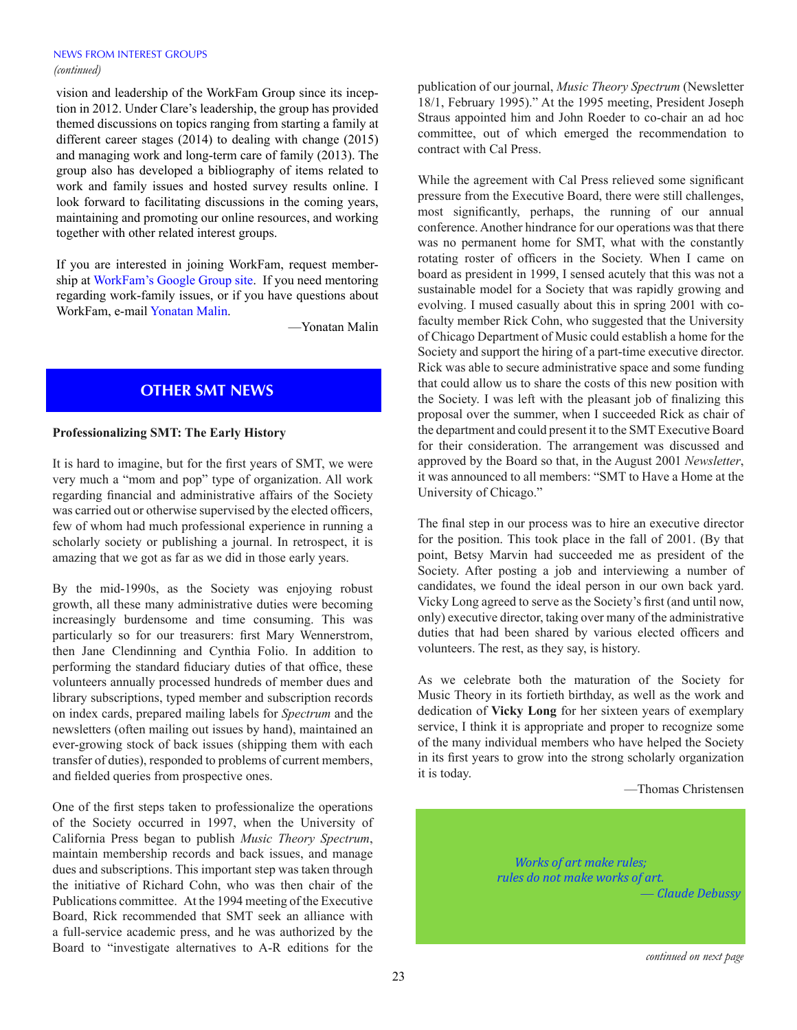NEWS FROM INTEREST GROUPS
*(continued)*

vision and leadership of the WorkFam Group since its inception in 2012. Under Clare's leadership, the group has provided themed discussions on topics ranging from starting a family at different career stages (2014) to dealing with change (2015) and managing work and long-term care of family (2013). The group also has developed a bibliography of items related to work and family issues and hosted survey results online. I look forward to facilitating discussions in the coming years, maintaining and promoting our online resources, and working together with other related interest groups.

If you are interested in joining WorkFam, request membership at WorkFam's Google Group site. If you need mentoring regarding work-family issues, or if you have questions about WorkFam, e-mail Yonatan Malin.

—Yonatan Malin

## OTHER SMT NEWS

### Professionalizing SMT: The Early History

It is hard to imagine, but for the first years of SMT, we were very much a "mom and pop" type of organization. All work regarding financial and administrative affairs of the Society was carried out or otherwise supervised by the elected officers, few of whom had much professional experience in running a scholarly society or publishing a journal. In retrospect, it is amazing that we got as far as we did in those early years.

By the mid-1990s, as the Society was enjoying robust growth, all these many administrative duties were becoming increasingly burdensome and time consuming. This was particularly so for our treasurers: first Mary Wennerstrom, then Jane Clendinning and Cynthia Folio. In addition to performing the standard fiduciary duties of that office, these volunteers annually processed hundreds of member dues and library subscriptions, typed member and subscription records on index cards, prepared mailing labels for *Spectrum* and the newsletters (often mailing out issues by hand), maintained an ever-growing stock of back issues (shipping them with each transfer of duties), responded to problems of current members, and fielded queries from prospective ones.

One of the first steps taken to professionalize the operations of the Society occurred in 1997, when the University of California Press began to publish *Music Theory Spectrum*, maintain membership records and back issues, and manage dues and subscriptions. This important step was taken through the initiative of Richard Cohn, who was then chair of the Publications committee. At the 1994 meeting of the Executive Board, Rick recommended that SMT seek an alliance with a full-service academic press, and he was authorized by the Board to "investigate alternatives to A-R editions for the publication of our journal, *Music Theory Spectrum* (Newsletter 18/1, February 1995)." At the 1995 meeting, President Joseph Straus appointed him and John Roeder to co-chair an ad hoc committee, out of which emerged the recommendation to contract with Cal Press.

While the agreement with Cal Press relieved some significant pressure from the Executive Board, there were still challenges, most significantly, perhaps, the running of our annual conference. Another hindrance for our operations was that there was no permanent home for SMT, what with the constantly rotating roster of officers in the Society. When I came on board as president in 1999, I sensed acutely that this was not a sustainable model for a Society that was rapidly growing and evolving. I mused casually about this in spring 2001 with co-faculty member Rick Cohn, who suggested that the University of Chicago Department of Music could establish a home for the Society and support the hiring of a part-time executive director. Rick was able to secure administrative space and some funding that could allow us to share the costs of this new position with the Society. I was left with the pleasant job of finalizing this proposal over the summer, when I succeeded Rick as chair of the department and could present it to the SMT Executive Board for their consideration. The arrangement was discussed and approved by the Board so that, in the August 2001 *Newsletter*, it was announced to all members: "SMT to Have a Home at the University of Chicago."

The final step in our process was to hire an executive director for the position. This took place in the fall of 2001. (By that point, Betsy Marvin had succeeded me as president of the Society. After posting a job and interviewing a number of candidates, we found the ideal person in our own back yard. Vicky Long agreed to serve as the Society's first (and until now, only) executive director, taking over many of the administrative duties that had been shared by various elected officers and volunteers. The rest, as they say, is history.

As we celebrate both the maturation of the Society for Music Theory in its fortieth birthday, as well as the work and dedication of **Vicky Long** for her sixteen years of exemplary service, I think it is appropriate and proper to recognize some of the many individual members who have helped the Society in its first years to grow into the strong scholarly organization it is today.

—Thomas Christensen

*Works of art make rules;*
*rules do not make works of art.*
*— Claude Debussy*

*continued on next page*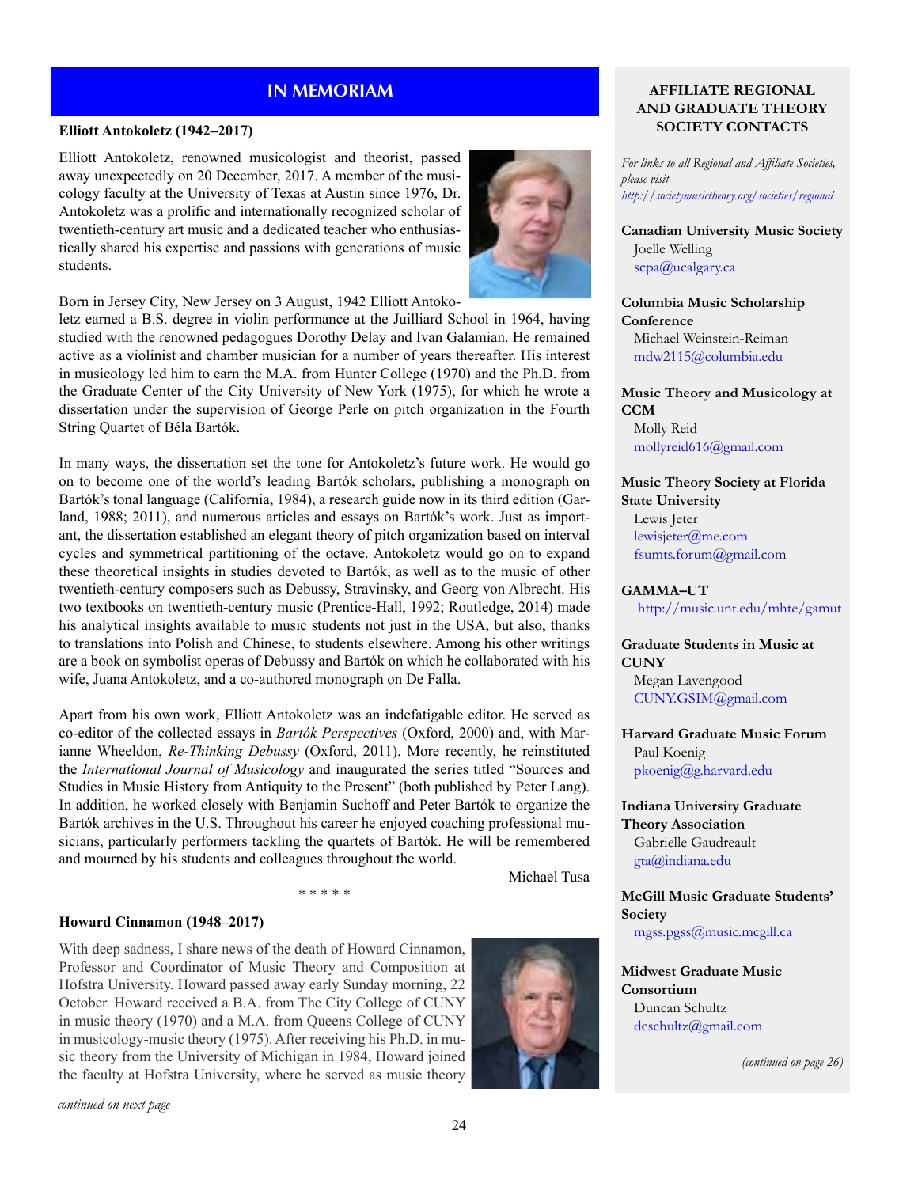## IN MEMORIAM

**Elliott Antokoletz (1942–2017)**

Elliott Antokoletz, renowned musicologist and theorist, passed away unexpectedly on 20 December, 2017. A member of the musicology faculty at the University of Texas at Austin since 1976, Dr. Antokoletz was a prolific and internationally recognized scholar of twentieth-century art music and a dedicated teacher who enthusiastically shared his expertise and passions with generations of music students.

Born in Jersey City, New Jersey on 3 August, 1942 Elliott Antokoletz earned a B.S. degree in violin performance at the Juilliard School in 1964, having studied with the renowned pedagogues Dorothy Delay and Ivan Galamian. He remained active as a violinist and chamber musician for a number of years thereafter. His interest in musicology led him to earn the M.A. from Hunter College (1970) and the Ph.D. from the Graduate Center of the City University of New York (1975), for which he wrote a dissertation under the supervision of George Perle on pitch organization in the Fourth String Quartet of Béla Bartók.

In many ways, the dissertation set the tone for Antokoletz's future work. He would go on to become one of the world's leading Bartók scholars, publishing a monograph on Bartók's tonal language (California, 1984), a research guide now in its third edition (Garland, 1988; 2011), and numerous articles and essays on Bartók's work. Just as important, the dissertation established an elegant theory of pitch organization based on interval cycles and symmetrical partitioning of the octave. Antokoletz would go on to expand these theoretical insights in studies devoted to Bartók, as well as to the music of other twentieth-century composers such as Debussy, Stravinsky, and Georg von Albrecht. His two textbooks on twentieth-century music (Prentice-Hall, 1992; Routledge, 2014) made his analytical insights available to music students not just in the USA, but also, thanks to translations into Polish and Chinese, to students elsewhere. Among his other writings are a book on symbolist operas of Debussy and Bartók on which he collaborated with his wife, Juana Antokoletz, and a co-authored monograph on De Falla.

Apart from his own work, Elliott Antokoletz was an indefatigable editor. He served as co-editor of the collected essays in *Bartók Perspectives* (Oxford, 2000) and, with Marianne Wheeldon, *Re-Thinking Debussy* (Oxford, 2011). More recently, he reinstituted the *International Journal of Musicology* and inaugurated the series titled "Sources and Studies in Music History from Antiquity to the Present" (both published by Peter Lang). In addition, he worked closely with Benjamin Suchoff and Peter Bartók to organize the Bartók archives in the U.S. Throughout his career he enjoyed coaching professional musicians, particularly performers tackling the quartets of Bartók. He will be remembered and mourned by his students and colleagues throughout the world.

—Michael Tusa

\* \* \* \* \*

**Howard Cinnamon (1948–2017)**

With deep sadness, I share news of the death of Howard Cinnamon, Professor and Coordinator of Music Theory and Composition at Hofstra University. Howard passed away early Sunday morning, 22 October. Howard received a B.A. from The City College of CUNY in music theory (1970) and a M.A. from Queens College of CUNY in musicology-music theory (1975). After receiving his Ph.D. in music theory from the University of Michigan in 1984, Howard joined the faculty at Hofstra University, where he served as music theory

*continued on next page*

---

### AFFILIATE REGIONAL AND GRADUATE THEORY SOCIETY CONTACTS

*For links to all Regional and Affiliate Societies, please visit http://societymusictheory.org/societies/regional*

**Canadian University Music Society**
Joelle Welling
scpa@ucalgary.ca

**Columbia Music Scholarship Conference**
Michael Weinstein-Reiman
mdw2115@columbia.edu

**Music Theory and Musicology at CCM**
Molly Reid
mollyreid616@gmail.com

**Music Theory Society at Florida State University**
Lewis Jeter
lewisjeter@me.com
fsumts.forum@gmail.com

**GAMMA–UT**
http://music.unt.edu/mhte/gamut

**Graduate Students in Music at CUNY**
Megan Lavengood
CUNY.GSIM@gmail.com

**Harvard Graduate Music Forum**
Paul Koenig
pkoenig@g.harvard.edu

**Indiana University Graduate Theory Association**
Gabrielle Gaudreault
gta@indiana.edu

**McGill Music Graduate Students' Society**
mgss.pgss@music.mcgill.ca

**Midwest Graduate Music Consortium**
Duncan Schultz
dcschultz@gmail.com

*(continued on page 26)*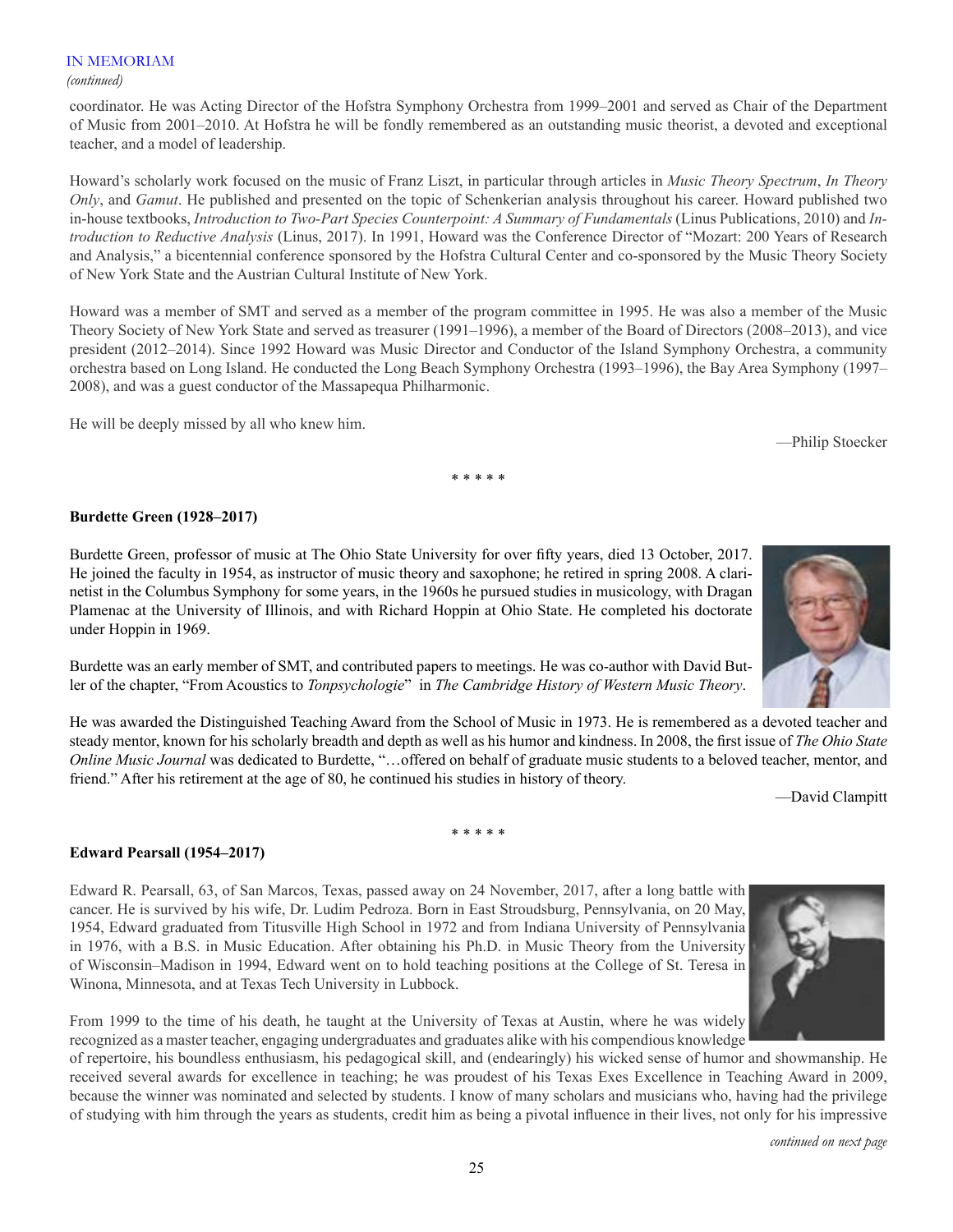IN MEMORIAM

*(continued)*

coordinator. He was Acting Director of the Hofstra Symphony Orchestra from 1999–2001 and served as Chair of the Department of Music from 2001–2010. At Hofstra he will be fondly remembered as an outstanding music theorist, a devoted and exceptional teacher, and a model of leadership.

Howard's scholarly work focused on the music of Franz Liszt, in particular through articles in *Music Theory Spectrum*, *In Theory Only*, and *Gamut*. He published and presented on the topic of Schenkerian analysis throughout his career. Howard published two in-house textbooks, *Introduction to Two-Part Species Counterpoint: A Summary of Fundamentals* (Linus Publications, 2010) and *Introduction to Reductive Analysis* (Linus, 2017). In 1991, Howard was the Conference Director of "Mozart: 200 Years of Research and Analysis," a bicentennial conference sponsored by the Hofstra Cultural Center and co-sponsored by the Music Theory Society of New York State and the Austrian Cultural Institute of New York.

Howard was a member of SMT and served as a member of the program committee in 1995. He was also a member of the Music Theory Society of New York State and served as treasurer (1991–1996), a member of the Board of Directors (2008–2013), and vice president (2012–2014). Since 1992 Howard was Music Director and Conductor of the Island Symphony Orchestra, a community orchestra based on Long Island. He conducted the Long Beach Symphony Orchestra (1993–1996), the Bay Area Symphony (1997–2008), and was a guest conductor of the Massapequa Philharmonic.

He will be deeply missed by all who knew him.

—Philip Stoecker

\* \* \* \* \*

**Burdette Green (1928–2017)**

Burdette Green, professor of music at The Ohio State University for over fifty years, died 13 October, 2017. He joined the faculty in 1954, as instructor of music theory and saxophone; he retired in spring 2008. A clarinetist in the Columbus Symphony for some years, in the 1960s he pursued studies in musicology, with Dragan Plamenac at the University of Illinois, and with Richard Hoppin at Ohio State. He completed his doctorate under Hoppin in 1969.

Burdette was an early member of SMT, and contributed papers to meetings. He was co-author with David Butler of the chapter, "From Acoustics to *Tonpsychologie*" in *The Cambridge History of Western Music Theory*.

He was awarded the Distinguished Teaching Award from the School of Music in 1973. He is remembered as a devoted teacher and steady mentor, known for his scholarly breadth and depth as well as his humor and kindness. In 2008, the first issue of *The Ohio State Online Music Journal* was dedicated to Burdette, "…offered on behalf of graduate music students to a beloved teacher, mentor, and friend." After his retirement at the age of 80, he continued his studies in history of theory.

—David Clampitt

\* \* \* \* \*

**Edward Pearsall (1954–2017)**

Edward R. Pearsall, 63, of San Marcos, Texas, passed away on 24 November, 2017, after a long battle with cancer. He is survived by his wife, Dr. Ludim Pedroza. Born in East Stroudsburg, Pennsylvania, on 20 May, 1954, Edward graduated from Titusville High School in 1972 and from Indiana University of Pennsylvania in 1976, with a B.S. in Music Education. After obtaining his Ph.D. in Music Theory from the University of Wisconsin–Madison in 1994, Edward went on to hold teaching positions at the College of St. Teresa in Winona, Minnesota, and at Texas Tech University in Lubbock.

From 1999 to the time of his death, he taught at the University of Texas at Austin, where he was widely recognized as a master teacher, engaging undergraduates and graduates alike with his compendious knowledge of repertoire, his boundless enthusiasm, his pedagogical skill, and (endearingly) his wicked sense of humor and showmanship. He received several awards for excellence in teaching; he was proudest of his Texas Exes Excellence in Teaching Award in 2009, because the winner was nominated and selected by students. I know of many scholars and musicians who, having had the privilege of studying with him through the years as students, credit him as being a pivotal influence in their lives, not only for his impressive

*continued on next page*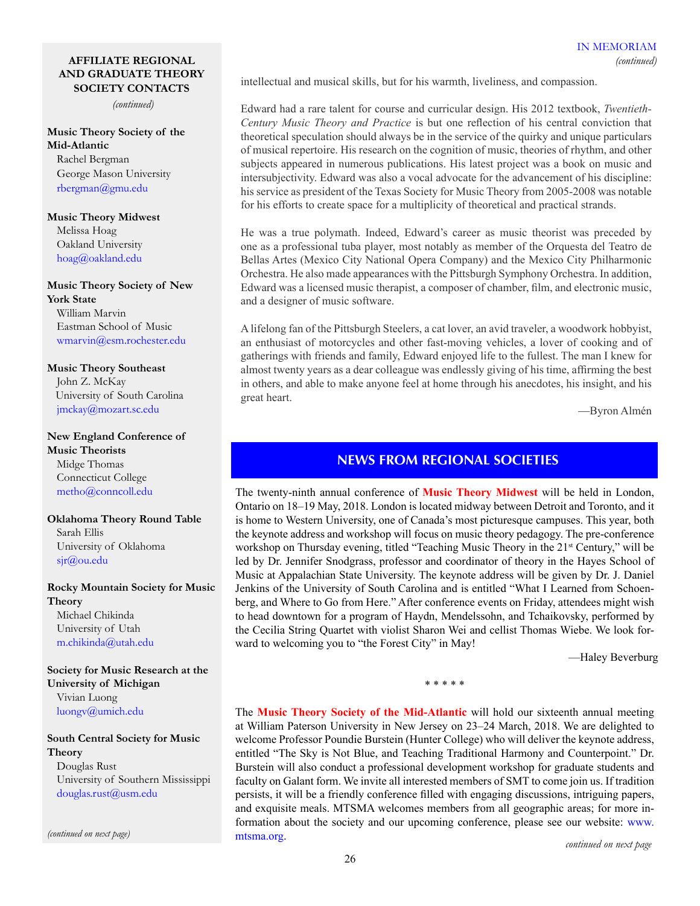## AFFILIATE REGIONAL AND GRADUATE THEORY SOCIETY CONTACTS

*(continued)*

**Music Theory Society of the Mid-Atlantic**
Rachel Bergman
George Mason University
rbergman@gmu.edu

**Music Theory Midwest**
Melissa Hoag
Oakland University
hoag@oakland.edu

**Music Theory Society of New York State**
William Marvin
Eastman School of Music
wmarvin@esm.rochester.edu

**Music Theory Southeast**
John Z. McKay
University of South Carolina
jmckay@mozart.sc.edu

**New England Conference of Music Theorists**
Midge Thomas
Connecticut College
metho@conncoll.edu

**Oklahoma Theory Round Table**
Sarah Ellis
University of Oklahoma
sjr@ou.edu

**Rocky Mountain Society for Music Theory**
Michael Chikinda
University of Utah
m.chikinda@utah.edu

**Society for Music Research at the University of Michigan**
Vivian Luong
luongv@umich.edu

**South Central Society for Music Theory**
Douglas Rust
University of Southern Mississippi
douglas.rust@usm.edu

*(continued on next page)*

IN MEMORIAM
*(continued)*

intellectual and musical skills, but for his warmth, liveliness, and compassion.

Edward had a rare talent for course and curricular design. His 2012 textbook, *Twentieth-Century Music Theory and Practice* is but one reflection of his central conviction that theoretical speculation should always be in the service of the quirky and unique particulars of musical repertoire. His research on the cognition of music, theories of rhythm, and other subjects appeared in numerous publications. His latest project was a book on music and intersubjectivity. Edward was also a vocal advocate for the advancement of his discipline: his service as president of the Texas Society for Music Theory from 2005-2008 was notable for his efforts to create space for a multiplicity of theoretical and practical strands.

He was a true polymath. Indeed, Edward's career as music theorist was preceded by one as a professional tuba player, most notably as member of the Orquesta del Teatro de Bellas Artes (Mexico City National Opera Company) and the Mexico City Philharmonic Orchestra. He also made appearances with the Pittsburgh Symphony Orchestra. In addition, Edward was a licensed music therapist, a composer of chamber, film, and electronic music, and a designer of music software.

A lifelong fan of the Pittsburgh Steelers, a cat lover, an avid traveler, a woodwork hobbyist, an enthusiast of motorcycles and other fast-moving vehicles, a lover of cooking and of gatherings with friends and family, Edward enjoyed life to the fullest. The man I knew for almost twenty years as a dear colleague was endlessly giving of his time, affirming the best in others, and able to make anyone feel at home through his anecdotes, his insight, and his great heart.

—Byron Almén

## NEWS FROM REGIONAL SOCIETIES

The twenty-ninth annual conference of **Music Theory Midwest** will be held in London, Ontario on 18–19 May, 2018. London is located midway between Detroit and Toronto, and it is home to Western University, one of Canada's most picturesque campuses. This year, both the keynote address and workshop will focus on music theory pedagogy. The pre-conference workshop on Thursday evening, titled "Teaching Music Theory in the 21st Century," will be led by Dr. Jennifer Snodgrass, professor and coordinator of theory in the Hayes School of Music at Appalachian State University. The keynote address will be given by Dr. J. Daniel Jenkins of the University of South Carolina and is entitled "What I Learned from Schoenberg, and Where to Go from Here." After conference events on Friday, attendees might wish to head downtown for a program of Haydn, Mendelssohn, and Tchaikovsky, performed by the Cecilia String Quartet with violist Sharon Wei and cellist Thomas Wiebe. We look forward to welcoming you to "the Forest City" in May!

—Haley Beverburg

\* \* \* \* \*

The **Music Theory Society of the Mid-Atlantic** will hold our sixteenth annual meeting at William Paterson University in New Jersey on 23–24 March, 2018. We are delighted to welcome Professor Poundie Burstein (Hunter College) who will deliver the keynote address, entitled "The Sky is Not Blue, and Teaching Traditional Harmony and Counterpoint." Dr. Burstein will also conduct a professional development workshop for graduate students and faculty on Galant form. We invite all interested members of SMT to come join us. If tradition persists, it will be a friendly conference filled with engaging discussions, intriguing papers, and exquisite meals. MTSMA welcomes members from all geographic areas; for more information about the society and our upcoming conference, please see our website: www.mtsma.org.

*continued on next page*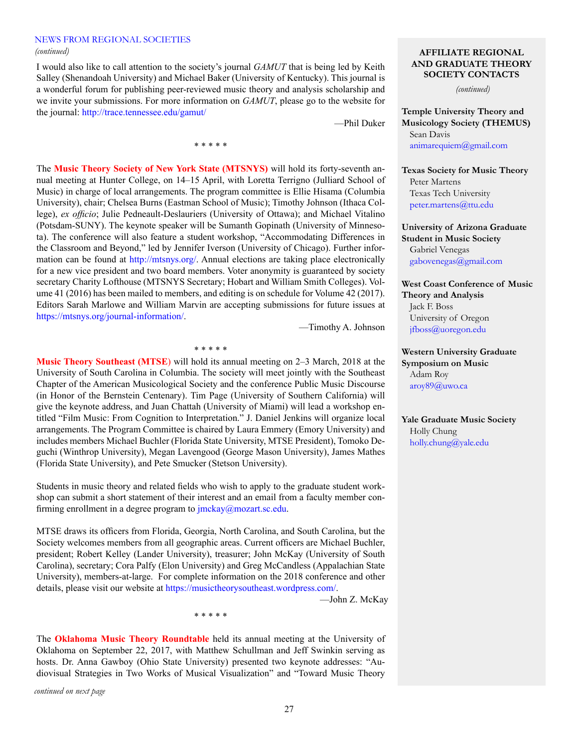## NEWS FROM REGIONAL SOCIETIES

*(continued)*

I would also like to call attention to the society's journal *GAMUT* that is being led by Keith Salley (Shenandoah University) and Michael Baker (University of Kentucky). This journal is a wonderful forum for publishing peer-reviewed music theory and analysis scholarship and we invite your submissions. For more information on *GAMUT*, please go to the website for the journal: http://trace.tennessee.edu/gamut/

—Phil Duker

\* \* \* \* \*

The **Music Theory Society of New York State (MTSNYS)** will hold its forty-seventh annual meeting at Hunter College, on 14–15 April, with Loretta Terrigno (Julliard School of Music) in charge of local arrangements. The program committee is Ellie Hisama (Columbia University), chair; Chelsea Burns (Eastman School of Music); Timothy Johnson (Ithaca College), *ex officio*; Julie Pedneault-Deslauriers (University of Ottawa); and Michael Vitalino (Potsdam-SUNY). The keynote speaker will be Sumanth Gopinath (University of Minnesota). The conference will also feature a student workshop, "Accommodating Differences in the Classroom and Beyond," led by Jennifer Iverson (University of Chicago). Further information can be found at http://mtsnys.org/. Annual elections are taking place electronically for a new vice president and two board members. Voter anonymity is guaranteed by society secretary Charity Lofthouse (MTSNYS Secretary; Hobart and William Smith Colleges). Volume 41 (2016) has been mailed to members, and editing is on schedule for Volume 42 (2017). Editors Sarah Marlowe and William Marvin are accepting submissions for future issues at https://mtsnys.org/journal-information/.

—Timothy A. Johnson

\* \* \* \* \*

**Music Theory Southeast (MTSE)** will hold its annual meeting on 2–3 March, 2018 at the University of South Carolina in Columbia. The society will meet jointly with the Southeast Chapter of the American Musicological Society and the conference Public Music Discourse (in Honor of the Bernstein Centenary). Tim Page (University of Southern California) will give the keynote address, and Juan Chattah (University of Miami) will lead a workshop entitled "Film Music: From Cognition to Interpretation." J. Daniel Jenkins will organize local arrangements. The Program Committee is chaired by Laura Emmery (Emory University) and includes members Michael Buchler (Florida State University, MTSE President), Tomoko Deguchi (Winthrop University), Megan Lavengood (George Mason University), James Mathes (Florida State University), and Pete Smucker (Stetson University).

Students in music theory and related fields who wish to apply to the graduate student workshop can submit a short statement of their interest and an email from a faculty member confirming enrollment in a degree program to jmckay@mozart.sc.edu.

MTSE draws its officers from Florida, Georgia, North Carolina, and South Carolina, but the Society welcomes members from all geographic areas. Current officers are Michael Buchler, president; Robert Kelley (Lander University), treasurer; John McKay (University of South Carolina), secretary; Cora Palfy (Elon University) and Greg McCandless (Appalachian State University), members-at-large. For complete information on the 2018 conference and other details, please visit our website at https://musictheorysoutheast.wordpress.com/.

—John Z. McKay

\* \* \* \* \*

The **Oklahoma Music Theory Roundtable** held its annual meeting at the University of Oklahoma on September 22, 2017, with Matthew Schullman and Jeff Swinkin serving as hosts. Dr. Anna Gawboy (Ohio State University) presented two keynote addresses: "Audiovisual Strategies in Two Works of Musical Visualization" and "Toward Music Theory

*continued on next page*

### AFFILIATE REGIONAL AND GRADUATE THEORY SOCIETY CONTACTS

*(continued)*

**Temple University Theory and Musicology Society (THEMUS)**
Sean Davis
animarequiem@gmail.com

**Texas Society for Music Theory**
Peter Martens
Texas Tech University
peter.martens@ttu.edu

**University of Arizona Graduate Student in Music Society**
Gabriel Venegas
gabovenegas@gmail.com

**West Coast Conference of Music Theory and Analysis**
Jack F. Boss
University of Oregon
jfboss@uoregon.edu

**Western University Graduate Symposium on Music**
Adam Roy
aroy89@uwo.ca

**Yale Graduate Music Society**
Holly Chung
holly.chung@yale.edu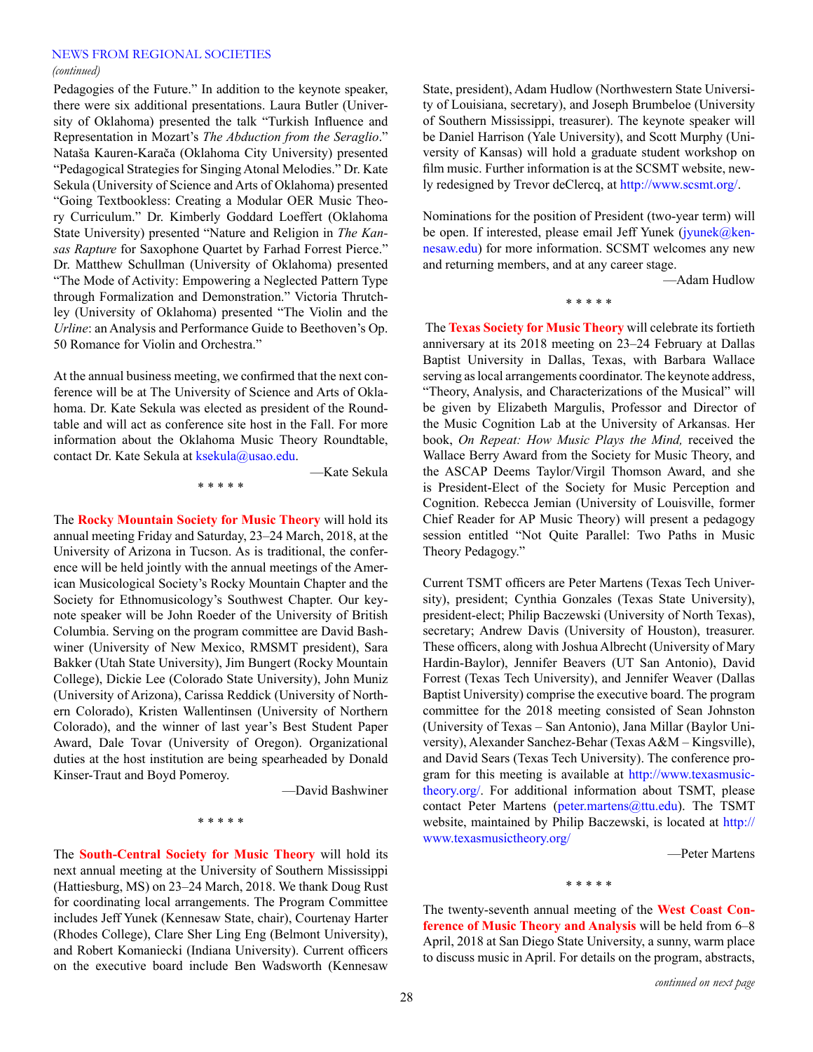NEWS FROM REGIONAL SOCIETIES
*(continued)*

Pedagogies of the Future." In addition to the keynote speaker, there were six additional presentations. Laura Butler (University of Oklahoma) presented the talk "Turkish Influence and Representation in Mozart's *The Abduction from the Seraglio*." Nataša Kauren-Karača (Oklahoma City University) presented "Pedagogical Strategies for Singing Atonal Melodies." Dr. Kate Sekula (University of Science and Arts of Oklahoma) presented "Going Textbookless: Creating a Modular OER Music Theory Curriculum." Dr. Kimberly Goddard Loeffert (Oklahoma State University) presented "Nature and Religion in *The Kansas Rapture* for Saxophone Quartet by Farhad Forrest Pierce." Dr. Matthew Schullman (University of Oklahoma) presented "The Mode of Activity: Empowering a Neglected Pattern Type through Formalization and Demonstration." Victoria Thrutchley (University of Oklahoma) presented "The Violin and the *Urline*: an Analysis and Performance Guide to Beethoven's Op. 50 Romance for Violin and Orchestra."

At the annual business meeting, we confirmed that the next conference will be at The University of Science and Arts of Oklahoma. Dr. Kate Sekula was elected as president of the Roundtable and will act as conference site host in the Fall. For more information about the Oklahoma Music Theory Roundtable, contact Dr. Kate Sekula at ksekula@usao.edu.

—Kate Sekula

\* \* \* \* \*

The **Rocky Mountain Society for Music Theory** will hold its annual meeting Friday and Saturday, 23–24 March, 2018, at the University of Arizona in Tucson. As is traditional, the conference will be held jointly with the annual meetings of the American Musicological Society's Rocky Mountain Chapter and the Society for Ethnomusicology's Southwest Chapter. Our keynote speaker will be John Roeder of the University of British Columbia. Serving on the program committee are David Bashwiner (University of New Mexico, RMSMT president), Sara Bakker (Utah State University), Jim Bungert (Rocky Mountain College), Dickie Lee (Colorado State University), John Muniz (University of Arizona), Carissa Reddick (University of Northern Colorado), Kristen Wallentinsen (University of Northern Colorado), and the winner of last year's Best Student Paper Award, Dale Tovar (University of Oregon). Organizational duties at the host institution are being spearheaded by Donald Kinser-Traut and Boyd Pomeroy.

—David Bashwiner

\* \* \* \* \*

The **South-Central Society for Music Theory** will hold its next annual meeting at the University of Southern Mississippi (Hattiesburg, MS) on 23–24 March, 2018. We thank Doug Rust for coordinating local arrangements. The Program Committee includes Jeff Yunek (Kennesaw State, chair), Courtenay Harter (Rhodes College), Clare Sher Ling Eng (Belmont University), and Robert Komaniecki (Indiana University). Current officers on the executive board include Ben Wadsworth (Kennesaw State, president), Adam Hudlow (Northwestern State University of Louisiana, secretary), and Joseph Brumbeloe (University of Southern Mississippi, treasurer). The keynote speaker will be Daniel Harrison (Yale University), and Scott Murphy (University of Kansas) will hold a graduate student workshop on film music. Further information is at the SCSMT website, newly redesigned by Trevor deClercq, at http://www.scsmt.org/.

Nominations for the position of President (two-year term) will be open. If interested, please email Jeff Yunek (jyunek@kennesaw.edu) for more information. SCSMT welcomes any new and returning members, and at any career stage.

—Adam Hudlow

\* \* \* \* \*

The **Texas Society for Music Theory** will celebrate its fortieth anniversary at its 2018 meeting on 23–24 February at Dallas Baptist University in Dallas, Texas, with Barbara Wallace serving as local arrangements coordinator. The keynote address, "Theory, Analysis, and Characterizations of the Musical" will be given by Elizabeth Margulis, Professor and Director of the Music Cognition Lab at the University of Arkansas. Her book, *On Repeat: How Music Plays the Mind,* received the Wallace Berry Award from the Society for Music Theory, and the ASCAP Deems Taylor/Virgil Thomson Award, and she is President-Elect of the Society for Music Perception and Cognition. Rebecca Jemian (University of Louisville, former Chief Reader for AP Music Theory) will present a pedagogy session entitled "Not Quite Parallel: Two Paths in Music Theory Pedagogy."

Current TSMT officers are Peter Martens (Texas Tech University), president; Cynthia Gonzales (Texas State University), president-elect; Philip Baczewski (University of North Texas), secretary; Andrew Davis (University of Houston), treasurer. These officers, along with Joshua Albrecht (University of Mary Hardin-Baylor), Jennifer Beavers (UT San Antonio), David Forrest (Texas Tech University), and Jennifer Weaver (Dallas Baptist University) comprise the executive board. The program committee for the 2018 meeting consisted of Sean Johnston (University of Texas – San Antonio), Jana Millar (Baylor University), Alexander Sanchez-Behar (Texas A&M – Kingsville), and David Sears (Texas Tech University). The conference program for this meeting is available at http://www.texasmusictheory.org/. For additional information about TSMT, please contact Peter Martens (peter.martens@ttu.edu). The TSMT website, maintained by Philip Baczewski, is located at http://www.texasmusictheory.org/

—Peter Martens

\* \* \* \* \*

The twenty-seventh annual meeting of the **West Coast Conference of Music Theory and Analysis** will be held from 6–8 April, 2018 at San Diego State University, a sunny, warm place to discuss music in April. For details on the program, abstracts,

*continued on next page*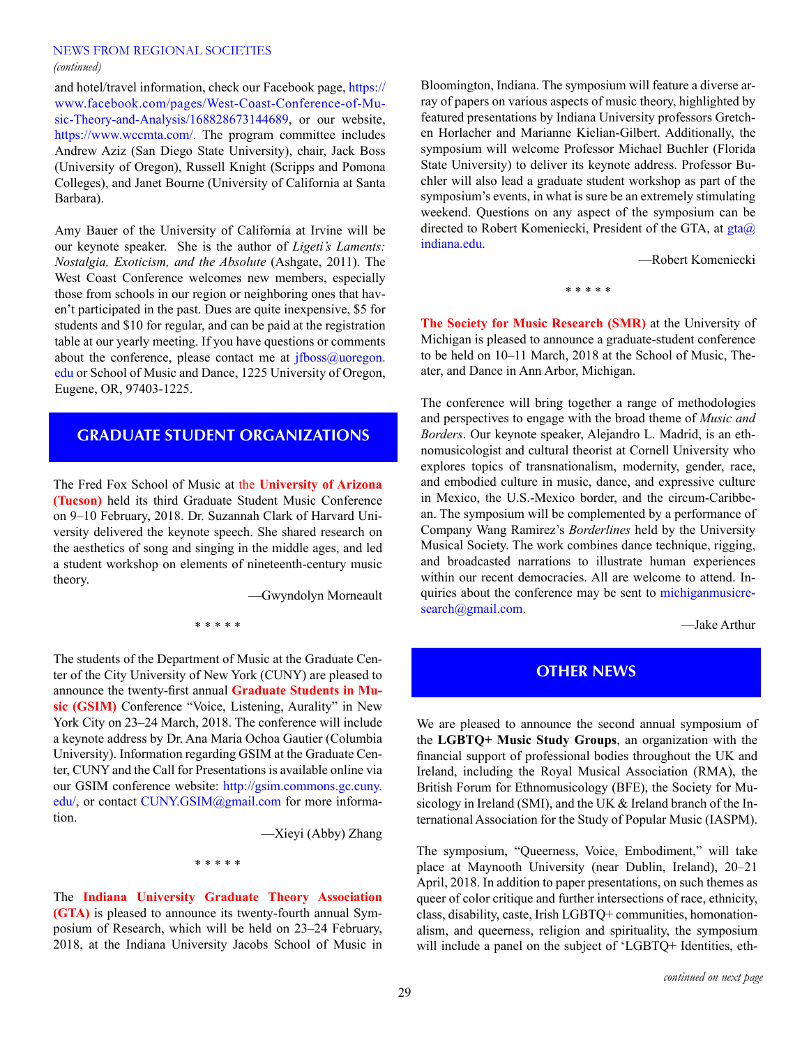NEWS FROM REGIONAL SOCIETIES
*(continued)*

and hotel/travel information, check our Facebook page, https://www.facebook.com/pages/West-Coast-Conference-of-Music-Theory-and-Analysis/168828673144689, or our website, https://www.wccmta.com/. The program committee includes Andrew Aziz (San Diego State University), chair, Jack Boss (University of Oregon), Russell Knight (Scripps and Pomona Colleges), and Janet Bourne (University of California at Santa Barbara).

Amy Bauer of the University of California at Irvine will be our keynote speaker. She is the author of *Ligeti's Laments: Nostalgia, Exoticism, and the Absolute* (Ashgate, 2011). The West Coast Conference welcomes new members, especially those from schools in our region or neighboring ones that haven't participated in the past. Dues are quite inexpensive, $5 for students and $10 for regular, and can be paid at the registration table at our yearly meeting. If you have questions or comments about the conference, please contact me at jfboss@uoregon.edu or School of Music and Dance, 1225 University of Oregon, Eugene, OR, 97403-1225.

## GRADUATE STUDENT ORGANIZATIONS

The Fred Fox School of Music at **the University of Arizona (Tucson)** held its third Graduate Student Music Conference on 9–10 February, 2018. Dr. Suzannah Clark of Harvard University delivered the keynote speech. She shared research on the aesthetics of song and singing in the middle ages, and led a student workshop on elements of nineteenth-century music theory.

—Gwyndolyn Morneault

\* \* \* \* \*

The students of the Department of Music at the Graduate Center of the City University of New York (CUNY) are pleased to announce the twenty-first annual **Graduate Students in Music (GSIM)** Conference "Voice, Listening, Aurality" in New York City on 23–24 March, 2018. The conference will include a keynote address by Dr. Ana Maria Ochoa Gautier (Columbia University). Information regarding GSIM at the Graduate Center, CUNY and the Call for Presentations is available online via our GSIM conference website: http://gsim.commons.gc.cuny.edu/, or contact CUNY.GSIM@gmail.com for more information.

—Xieyi (Abby) Zhang

\* \* \* \* \*

The **Indiana University Graduate Theory Association (GTA)** is pleased to announce its twenty-fourth annual Symposium of Research, which will be held on 23–24 February, 2018, at the Indiana University Jacobs School of Music in Bloomington, Indiana. The symposium will feature a diverse array of papers on various aspects of music theory, highlighted by featured presentations by Indiana University professors Gretchen Horlacher and Marianne Kielian-Gilbert. Additionally, the symposium will welcome Professor Michael Buchler (Florida State University) to deliver its keynote address. Professor Buchler will also lead a graduate student workshop as part of the symposium's events, in what is sure be an extremely stimulating weekend. Questions on any aspect of the symposium can be directed to Robert Komeniecki, President of the GTA, at gta@indiana.edu.

—Robert Komeniecki

\* \* \* \* \*

**The Society for Music Research (SMR)** at the University of Michigan is pleased to announce a graduate-student conference to be held on 10–11 March, 2018 at the School of Music, Theater, and Dance in Ann Arbor, Michigan.

The conference will bring together a range of methodologies and perspectives to engage with the broad theme of *Music and Borders*. Our keynote speaker, Alejandro L. Madrid, is an ethnomusicologist and cultural theorist at Cornell University who explores topics of transnationalism, modernity, gender, race, and embodied culture in music, dance, and expressive culture in Mexico, the U.S.-Mexico border, and the circum-Caribbean. The symposium will be complemented by a performance of Company Wang Ramirez's *Borderlines* held by the University Musical Society. The work combines dance technique, rigging, and broadcasted narrations to illustrate human experiences within our recent democracies. All are welcome to attend. Inquiries about the conference may be sent to michiganmusicresearch@gmail.com.

—Jake Arthur

## OTHER NEWS

We are pleased to announce the second annual symposium of the **LGBTQ+ Music Study Groups**, an organization with the financial support of professional bodies throughout the UK and Ireland, including the Royal Musical Association (RMA), the British Forum for Ethnomusicology (BFE), the Society for Musicology in Ireland (SMI), and the UK & Ireland branch of the International Association for the Study of Popular Music (IASPM).

The symposium, "Queerness, Voice, Embodiment," will take place at Maynooth University (near Dublin, Ireland), 20–21 April, 2018. In addition to paper presentations, on such themes as queer of color critique and further intersections of race, ethnicity, class, disability, caste, Irish LGBTQ+ communities, homonationalism, and queerness, religion and spirituality, the symposium will include a panel on the subject of 'LGBTQ+ Identities, eth-

*continued on next page*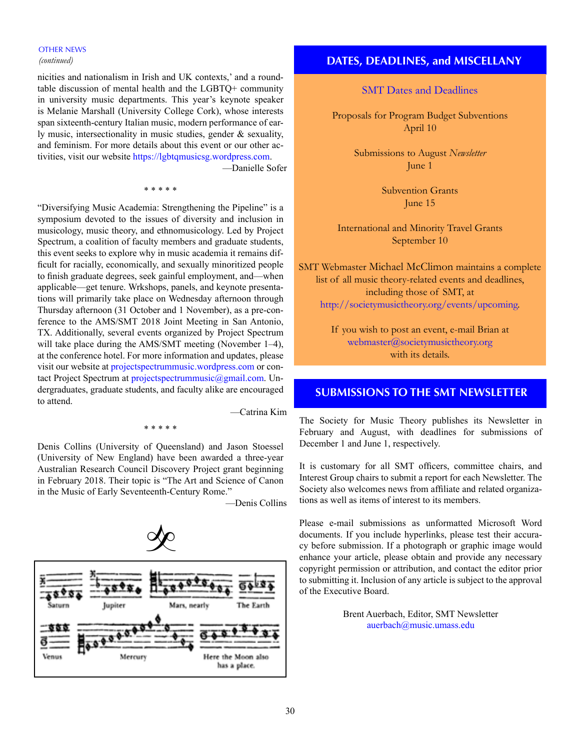OTHER NEWS
*(continued)*

nicities and nationalism in Irish and UK contexts,' and a roundtable discussion of mental health and the LGBTQ+ community in university music departments. This year's keynote speaker is Melanie Marshall (University College Cork), whose interests span sixteenth-century Italian music, modern performance of early music, intersectionality in music studies, gender & sexuality, and feminism. For more details about this event or our other activities, visit our website https://lgbtqmusicsg.wordpress.com.

—Danielle Sofer

\* \* \* \* \*

"Diversifying Music Academia: Strengthening the Pipeline" is a symposium devoted to the issues of diversity and inclusion in musicology, music theory, and ethnomusicology. Led by Project Spectrum, a coalition of faculty members and graduate students, this event seeks to explore why in music academia it remains difficult for racially, economically, and sexually minoritized people to finish graduate degrees, seek gainful employment, and—when applicable—get tenure. Wrkshops, panels, and keynote presentations will primarily take place on Wednesday afternoon through Thursday afternoon (31 October and 1 November), as a pre-conference to the AMS/SMT 2018 Joint Meeting in San Antonio, TX. Additionally, several events organized by Project Spectrum will take place during the AMS/SMT meeting (November 1–4), at the conference hotel. For more information and updates, please visit our website at projectspectrummusic.wordpress.com or contact Project Spectrum at projectspectrummusic@gmail.com. Undergraduates, graduate students, and faculty alike are encouraged to attend.

—Catrina Kim

\* \* \* \* \*

Denis Collins (University of Queensland) and Jason Stoessel (University of New England) have been awarded a three-year Australian Research Council Discovery Project grant beginning in February 2018. Their topic is "The Art and Science of Canon in the Music of Early Seventeenth-Century Rome."

—Denis Collins

Saturn Jupiter Mars, nearly The Earth

Venus Mercury Here the Moon also has a place.

## DATES, DEADLINES, and MISCELLANY

### SMT Dates and Deadlines

Proposals for Program Budget Subventions
April 10

Submissions to August *Newsletter*
June 1

Subvention Grants
June 15

International and Minority Travel Grants
September 10

SMT Webmaster Michael McClimon maintains a complete list of all music theory-related events and deadlines, including those of SMT, at http://societymusictheory.org/events/upcoming.

If you wish to post an event, e-mail Brian at webmaster@societymusictheory.org with its details.

## SUBMISSIONS TO THE SMT NEWSLETTER

The Society for Music Theory publishes its Newsletter in February and August, with deadlines for submissions of December 1 and June 1, respectively.

It is customary for all SMT officers, committee chairs, and Interest Group chairs to submit a report for each Newsletter. The Society also welcomes news from affiliate and related organizations as well as items of interest to its members.

Please e-mail submissions as unformatted Microsoft Word documents. If you include hyperlinks, please test their accuracy before submission. If a photograph or graphic image would enhance your article, please obtain and provide any necessary copyright permission or attribution, and contact the editor prior to submitting it. Inclusion of any article is subject to the approval of the Executive Board.

Brent Auerbach, Editor, SMT Newsletter
auerbach@music.umass.edu